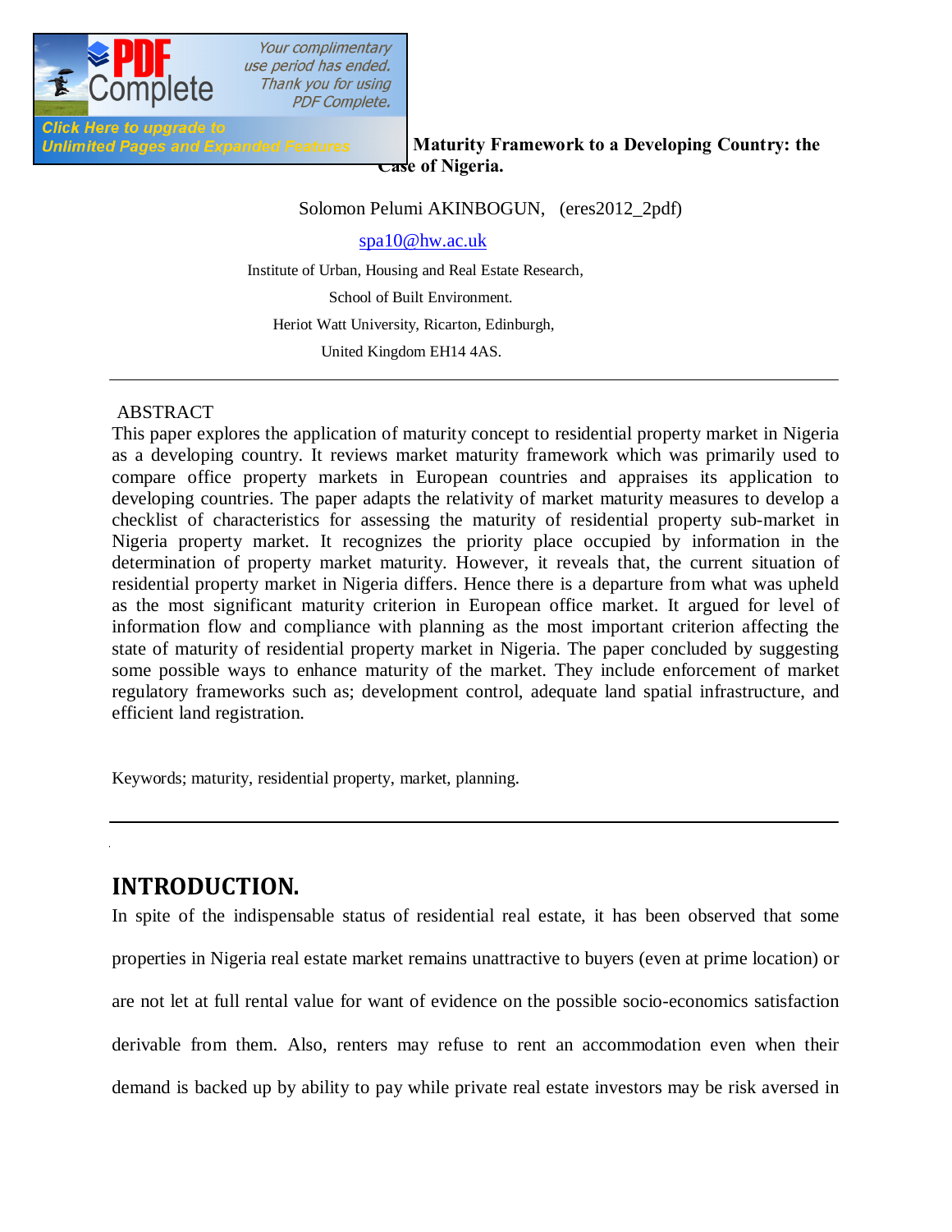# ... Maturity Framework to a Developing Country: the Case of Nigeria.

Solomon Pelumi AKINBOGUN, (eres2012_2pdf)

spa10@hw.ac.uk

Institute of Urban, Housing and Real Estate Research,

School of Built Environment.

Heriot Watt University, Ricarton, Edinburgh,

United Kingdom EH14 4AS.

---

ABSTRACT

This paper explores the application of maturity concept to residential property market in Nigeria as a developing country. It reviews market maturity framework which was primarily used to compare office property markets in European countries and appraises its application to developing countries. The paper adapts the relativity of market maturity measures to develop a checklist of characteristics for assessing the maturity of residential property sub-market in Nigeria property market. It recognizes the priority place occupied by information in the determination of property market maturity. However, it reveals that, the current situation of residential property market in Nigeria differs. Hence there is a departure from what was upheld as the most significant maturity criterion in European office market. It argued for level of information flow and compliance with planning as the most important criterion affecting the state of maturity of residential property market in Nigeria. The paper concluded by suggesting some possible ways to enhance maturity of the market. They include enforcement of market regulatory frameworks such as; development control, adequate land spatial infrastructure, and efficient land registration.

Keywords; maturity, residential property, market, planning.

---

## INTRODUCTION.

In spite of the indispensable status of residential real estate, it has been observed that some properties in Nigeria real estate market remains unattractive to buyers (even at prime location) or are not let at full rental value for want of evidence on the possible socio-economics satisfaction derivable from them. Also, renters may refuse to rent an accommodation even when their demand is backed up by ability to pay while private real estate investors may be risk aversed in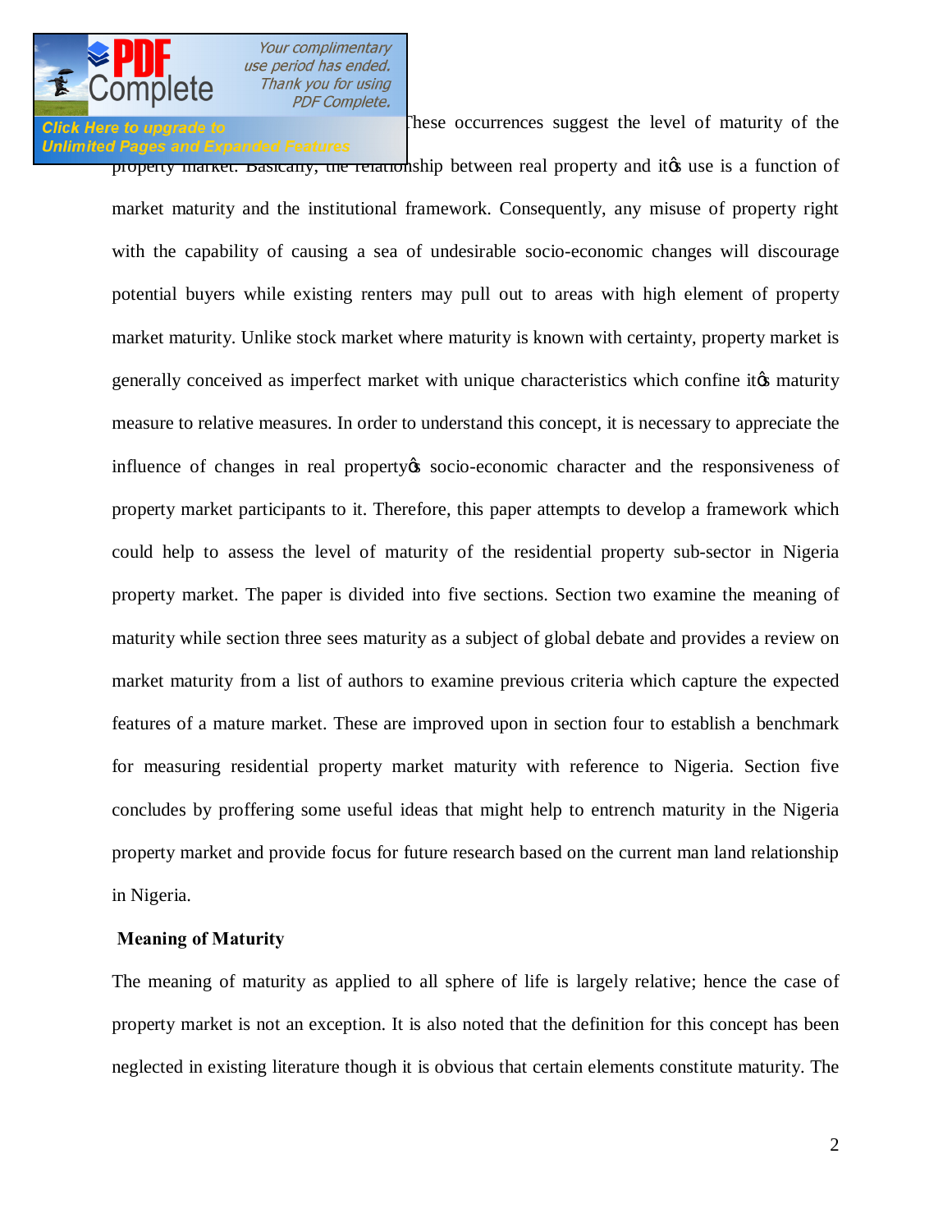These occurrences suggest the level of maturity of the property market. Basically, the relationship between real property and it's use is a function of market maturity and the institutional framework. Consequently, any misuse of property right with the capability of causing a sea of undesirable socio-economic changes will discourage potential buyers while existing renters may pull out to areas with high element of property market maturity. Unlike stock market where maturity is known with certainty, property market is generally conceived as imperfect market with unique characteristics which confine it's maturity measure to relative measures. In order to understand this concept, it is necessary to appreciate the influence of changes in real property's socio-economic character and the responsiveness of property market participants to it. Therefore, this paper attempts to develop a framework which could help to assess the level of maturity of the residential property sub-sector in Nigeria property market. The paper is divided into five sections. Section two examine the meaning of maturity while section three sees maturity as a subject of global debate and provides a review on market maturity from a list of authors to examine previous criteria which capture the expected features of a mature market. These are improved upon in section four to establish a benchmark for measuring residential property market maturity with reference to Nigeria. Section five concludes by proffering some useful ideas that might help to entrench maturity in the Nigeria property market and provide focus for future research based on the current man land relationship in Nigeria.

## Meaning of Maturity

The meaning of maturity as applied to all sphere of life is largely relative; hence the case of property market is not an exception. It is also noted that the definition for this concept has been neglected in existing literature though it is obvious that certain elements constitute maturity. The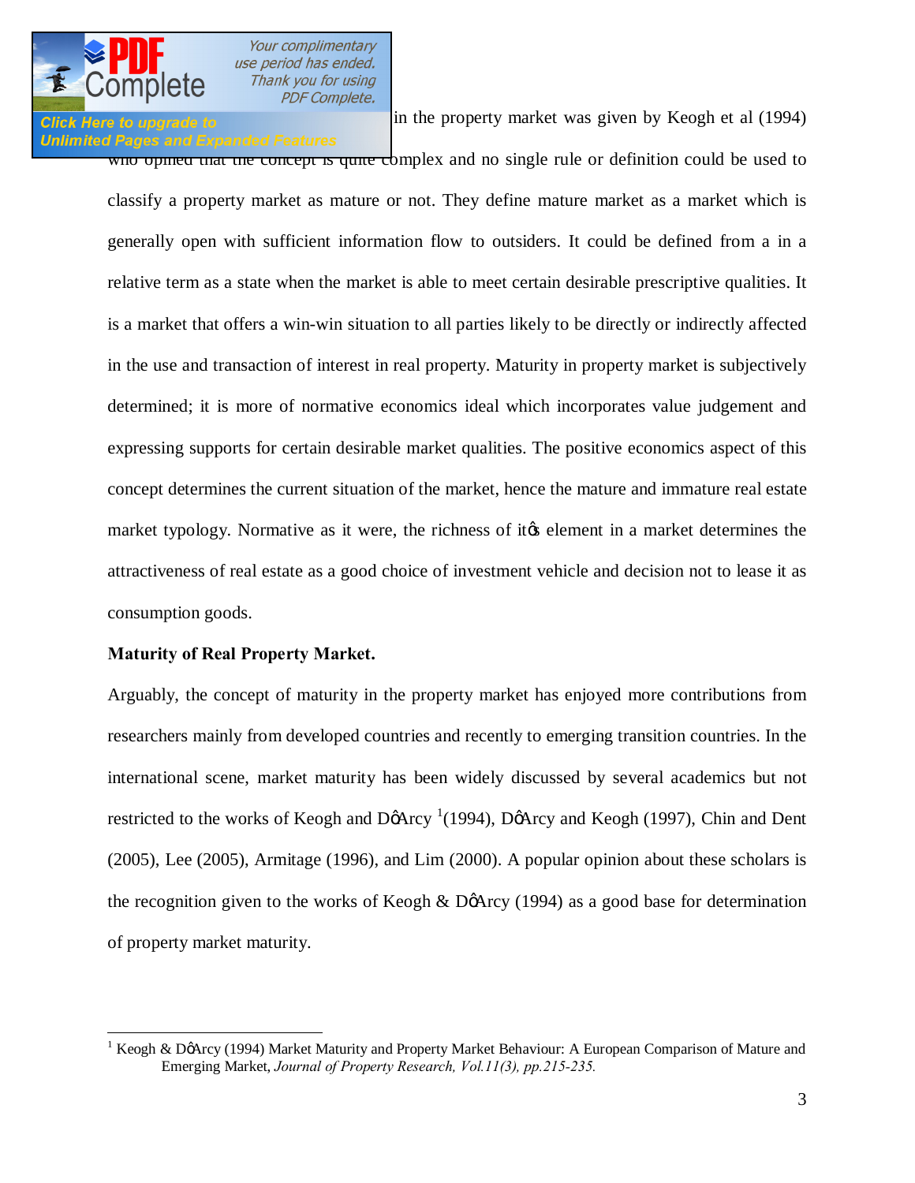in the property market was given by Keogh et al (1994) who opined that the concept is quite complex and no single rule or definition could be used to classify a property market as mature or not. They define mature market as a market which is generally open with sufficient information flow to outsiders. It could be defined from a in a relative term as a state when the market is able to meet certain desirable prescriptive qualities. It is a market that offers a win-win situation to all parties likely to be directly or indirectly affected in the use and transaction of interest in real property. Maturity in property market is subjectively determined; it is more of normative economics ideal which incorporates value judgement and expressing supports for certain desirable market qualities. The positive economics aspect of this concept determines the current situation of the market, hence the mature and immature real estate market typology. Normative as it were, the richness of it's element in a market determines the attractiveness of real estate as a good choice of investment vehicle and decision not to lease it as consumption goods.

**Maturity of Real Property Market.**

Arguably, the concept of maturity in the property market has enjoyed more contributions from researchers mainly from developed countries and recently to emerging transition countries. In the international scene, market maturity has been widely discussed by several academics but not restricted to the works of Keogh and D'Arcy [1](1994), D'Arcy and Keogh (1997), Chin and Dent (2005), Lee (2005), Armitage (1996), and Lim (2000). A popular opinion about these scholars is the recognition given to the works of Keogh & D'Arcy (1994) as a good base for determination of property market maturity.

[1] Keogh & D'Arcy (1994) Market Maturity and Property Market Behaviour: A European Comparison of Mature and Emerging Market, *Journal of Property Research, Vol.11(3), pp.215-235.*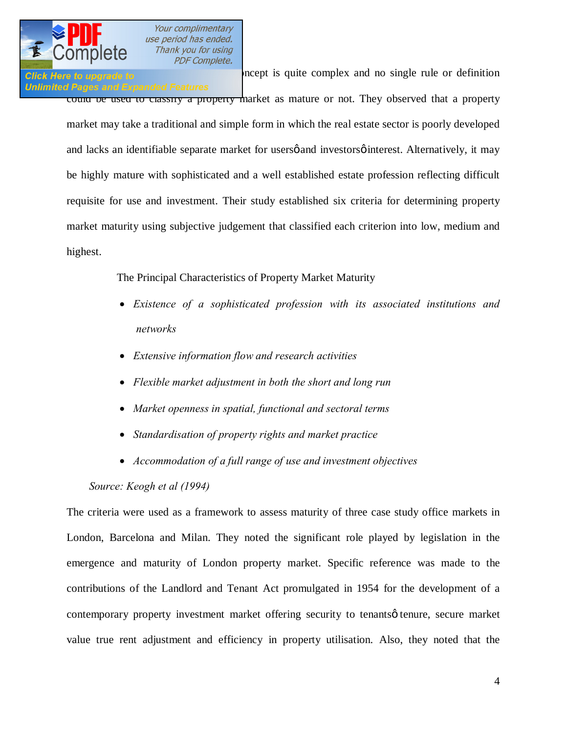ncept is quite complex and no single rule or definition could be used to classify a property market as mature or not. They observed that a property market may take a traditional and simple form in which the real estate sector is poorly developed and lacks an identifiable separate market for usersô and investorsô interest. Alternatively, it may be highly mature with sophisticated and a well established estate profession reflecting difficult requisite for use and investment. Their study established six criteria for determining property market maturity using subjective judgement that classified each criterion into low, medium and highest.

The Principal Characteristics of Property Market Maturity

- *Existence of a sophisticated profession with its associated institutions and networks*
- *Extensive information flow and research activities*
- *Flexible market adjustment in both the short and long run*
- *Market openness in spatial, functional and sectoral terms*
- *Standardisation of property rights and market practice*
- *Accommodation of a full range of use and investment objectives*

*Source: Keogh et al (1994)*

The criteria were used as a framework to assess maturity of three case study office markets in London, Barcelona and Milan. They noted the significant role played by legislation in the emergence and maturity of London property market. Specific reference was made to the contributions of the Landlord and Tenant Act promulgated in 1954 for the development of a contemporary property investment market offering security to tenantsô tenure, secure market value true rent adjustment and efficiency in property utilisation. Also, they noted that the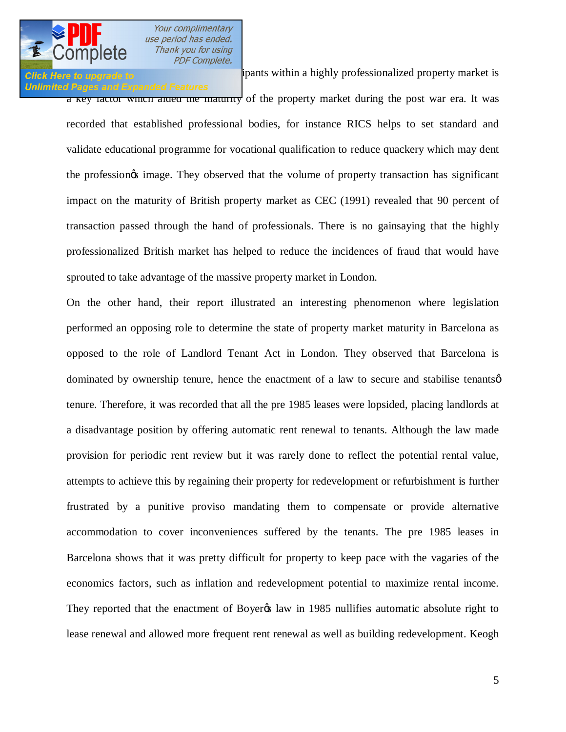ipants within a highly professionalized property market is a key factor which aided the maturity of the property market during the post war era. It was recorded that established professional bodies, for instance RICS helps to set standard and validate educational programme for vocational qualification to reduce quackery which may dent the profession's image. They observed that the volume of property transaction has significant impact on the maturity of British property market as CEC (1991) revealed that 90 percent of transaction passed through the hand of professionals. There is no gainsaying that the highly professionalized British market has helped to reduce the incidences of fraud that would have sprouted to take advantage of the massive property market in London.

On the other hand, their report illustrated an interesting phenomenon where legislation performed an opposing role to determine the state of property market maturity in Barcelona as opposed to the role of Landlord Tenant Act in London. They observed that Barcelona is dominated by ownership tenure, hence the enactment of a law to secure and stabilise tenants' tenure. Therefore, it was recorded that all the pre 1985 leases were lopsided, placing landlords at a disadvantage position by offering automatic rent renewal to tenants. Although the law made provision for periodic rent review but it was rarely done to reflect the potential rental value, attempts to achieve this by regaining their property for redevelopment or refurbishment is further frustrated by a punitive proviso mandating them to compensate or provide alternative accommodation to cover inconveniences suffered by the tenants. The pre 1985 leases in Barcelona shows that it was pretty difficult for property to keep pace with the vagaries of the economics factors, such as inflation and redevelopment potential to maximize rental income. They reported that the enactment of Boyer's law in 1985 nullifies automatic absolute right to lease renewal and allowed more frequent rent renewal as well as building redevelopment. Keogh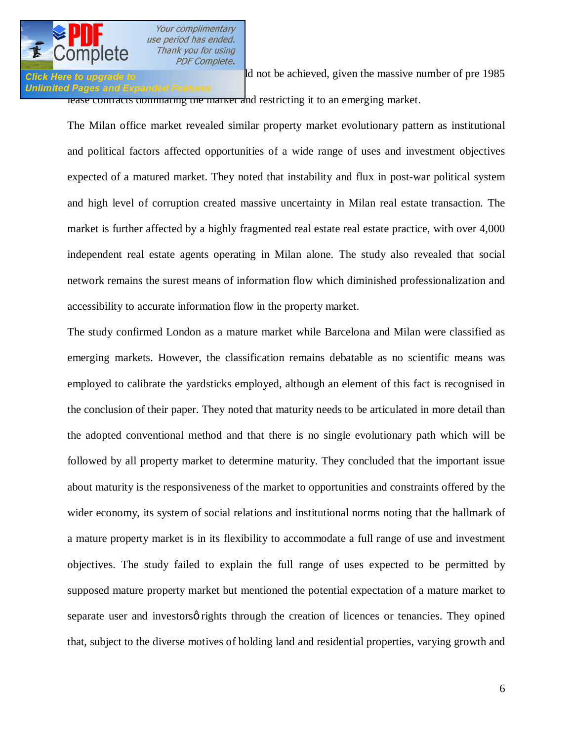ld not be achieved, given the massive number of pre 1985 lease contracts dominating the market and restricting it to an emerging market.

The Milan office market revealed similar property market evolutionary pattern as institutional and political factors affected opportunities of a wide range of uses and investment objectives expected of a matured market. They noted that instability and flux in post-war political system and high level of corruption created massive uncertainty in Milan real estate transaction. The market is further affected by a highly fragmented real estate real estate practice, with over 4,000 independent real estate agents operating in Milan alone. The study also revealed that social network remains the surest means of information flow which diminished professionalization and accessibility to accurate information flow in the property market.

The study confirmed London as a mature market while Barcelona and Milan were classified as emerging markets. However, the classification remains debatable as no scientific means was employed to calibrate the yardsticks employed, although an element of this fact is recognised in the conclusion of their paper. They noted that maturity needs to be articulated in more detail than the adopted conventional method and that there is no single evolutionary path which will be followed by all property market to determine maturity. They concluded that the important issue about maturity is the responsiveness of the market to opportunities and constraints offered by the wider economy, its system of social relations and institutional norms noting that the hallmark of a mature property market is in its flexibility to accommodate a full range of use and investment objectives. The study failed to explain the full range of uses expected to be permitted by supposed mature property market but mentioned the potential expectation of a mature market to separate user and investorsô rights through the creation of licences or tenancies. They opined that, subject to the diverse motives of holding land and residential properties, varying growth and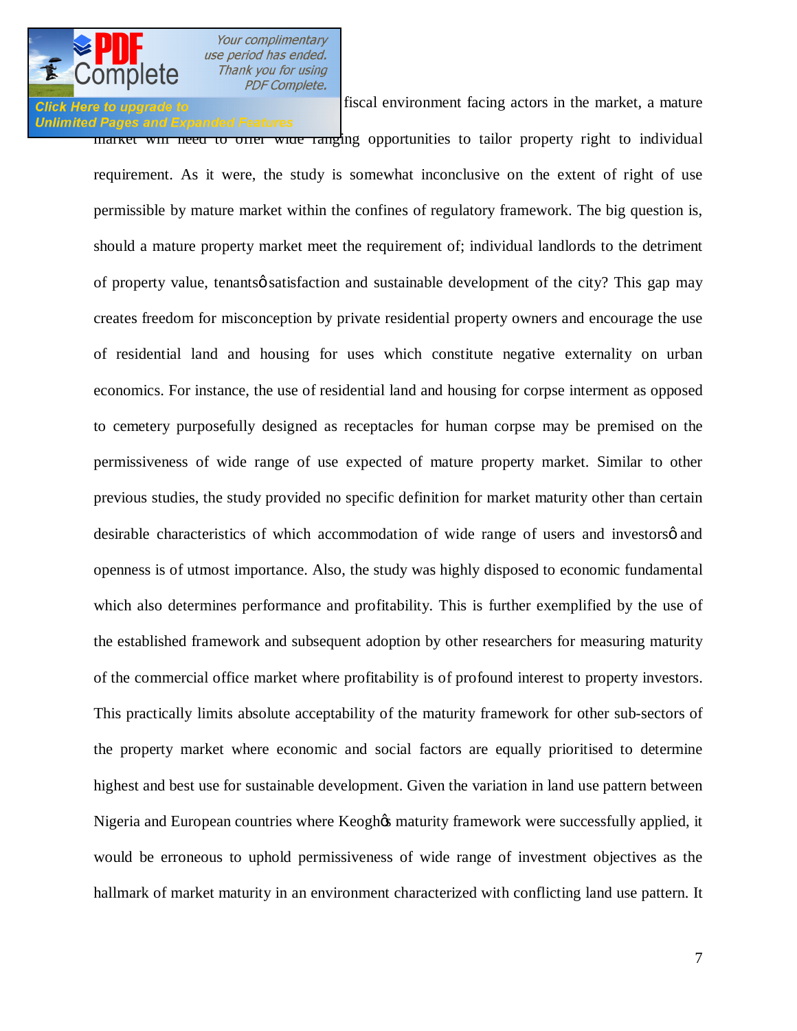fiscal environment facing actors in the market, a mature market will need to offer wide ranging opportunities to tailor property right to individual requirement. As it were, the study is somewhat inconclusive on the extent of right of use permissible by mature market within the confines of regulatory framework. The big question is, should a mature property market meet the requirement of; individual landlords to the detriment of property value, tenantsô satisfaction and sustainable development of the city? This gap may creates freedom for misconception by private residential property owners and encourage the use of residential land and housing for uses which constitute negative externality on urban economics. For instance, the use of residential land and housing for corpse interment as opposed to cemetery purposefully designed as receptacles for human corpse may be premised on the permissiveness of wide range of use expected of mature property market. Similar to other previous studies, the study provided no specific definition for market maturity other than certain desirable characteristics of which accommodation of wide range of users and investorsô and openness is of utmost importance. Also, the study was highly disposed to economic fundamental which also determines performance and profitability. This is further exemplified by the use of the established framework and subsequent adoption by other researchers for measuring maturity of the commercial office market where profitability is of profound interest to property investors. This practically limits absolute acceptability of the maturity framework for other sub-sectors of the property market where economic and social factors are equally prioritised to determine highest and best use for sustainable development. Given the variation in land use pattern between Nigeria and European countries where Keoghôs maturity framework were successfully applied, it would be erroneous to uphold permissiveness of wide range of investment objectives as the hallmark of market maturity in an environment characterized with conflicting land use pattern. It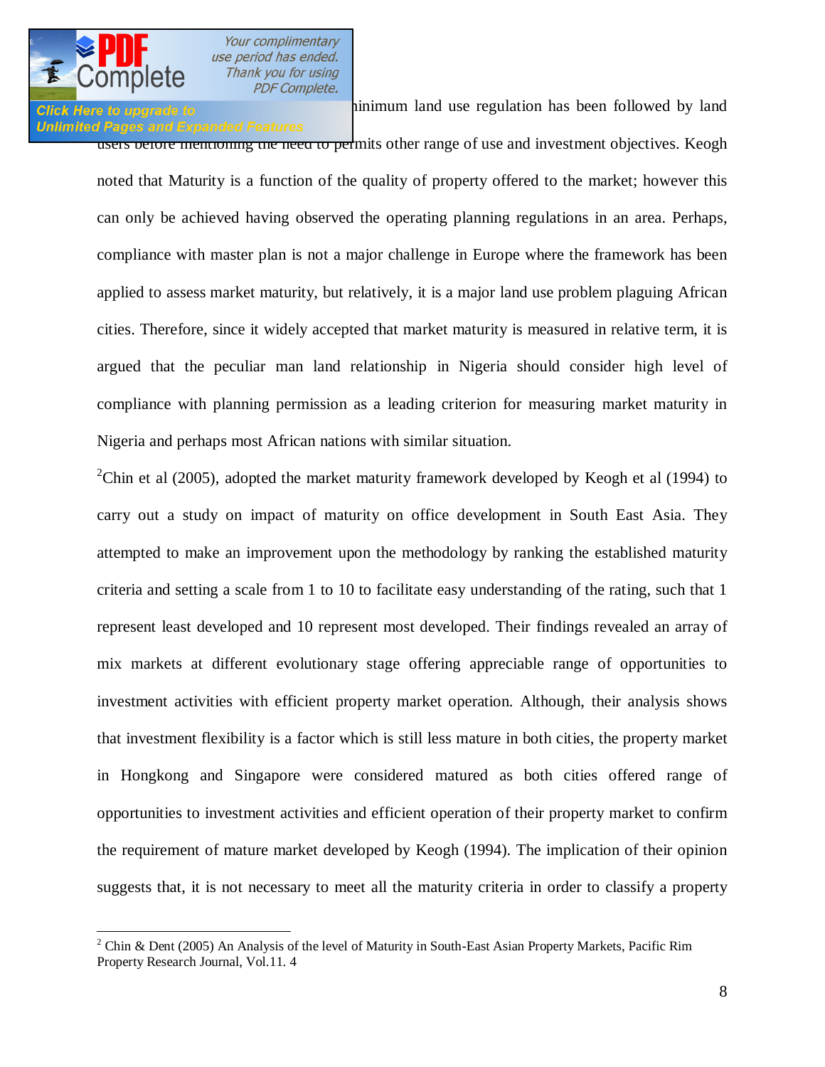minimum land use regulation has been followed by land users before mentioning the need to permits other range of use and investment objectives. Keogh noted that Maturity is a function of the quality of property offered to the market; however this can only be achieved having observed the operating planning regulations in an area. Perhaps, compliance with master plan is not a major challenge in Europe where the framework has been applied to assess market maturity, but relatively, it is a major land use problem plaguing African cities. Therefore, since it widely accepted that market maturity is measured in relative term, it is argued that the peculiar man land relationship in Nigeria should consider high level of compliance with planning permission as a leading criterion for measuring market maturity in Nigeria and perhaps most African nations with similar situation.

[2]Chin et al (2005), adopted the market maturity framework developed by Keogh et al (1994) to carry out a study on impact of maturity on office development in South East Asia. They attempted to make an improvement upon the methodology by ranking the established maturity criteria and setting a scale from 1 to 10 to facilitate easy understanding of the rating, such that 1 represent least developed and 10 represent most developed. Their findings revealed an array of mix markets at different evolutionary stage offering appreciable range of opportunities to investment activities with efficient property market operation. Although, their analysis shows that investment flexibility is a factor which is still less mature in both cities, the property market in Hongkong and Singapore were considered matured as both cities offered range of opportunities to investment activities and efficient operation of their property market to confirm the requirement of mature market developed by Keogh (1994). The implication of their opinion suggests that, it is not necessary to meet all the maturity criteria in order to classify a property

[2] Chin & Dent (2005) An Analysis of the level of Maturity in South-East Asian Property Markets, Pacific Rim Property Research Journal, Vol.11. 4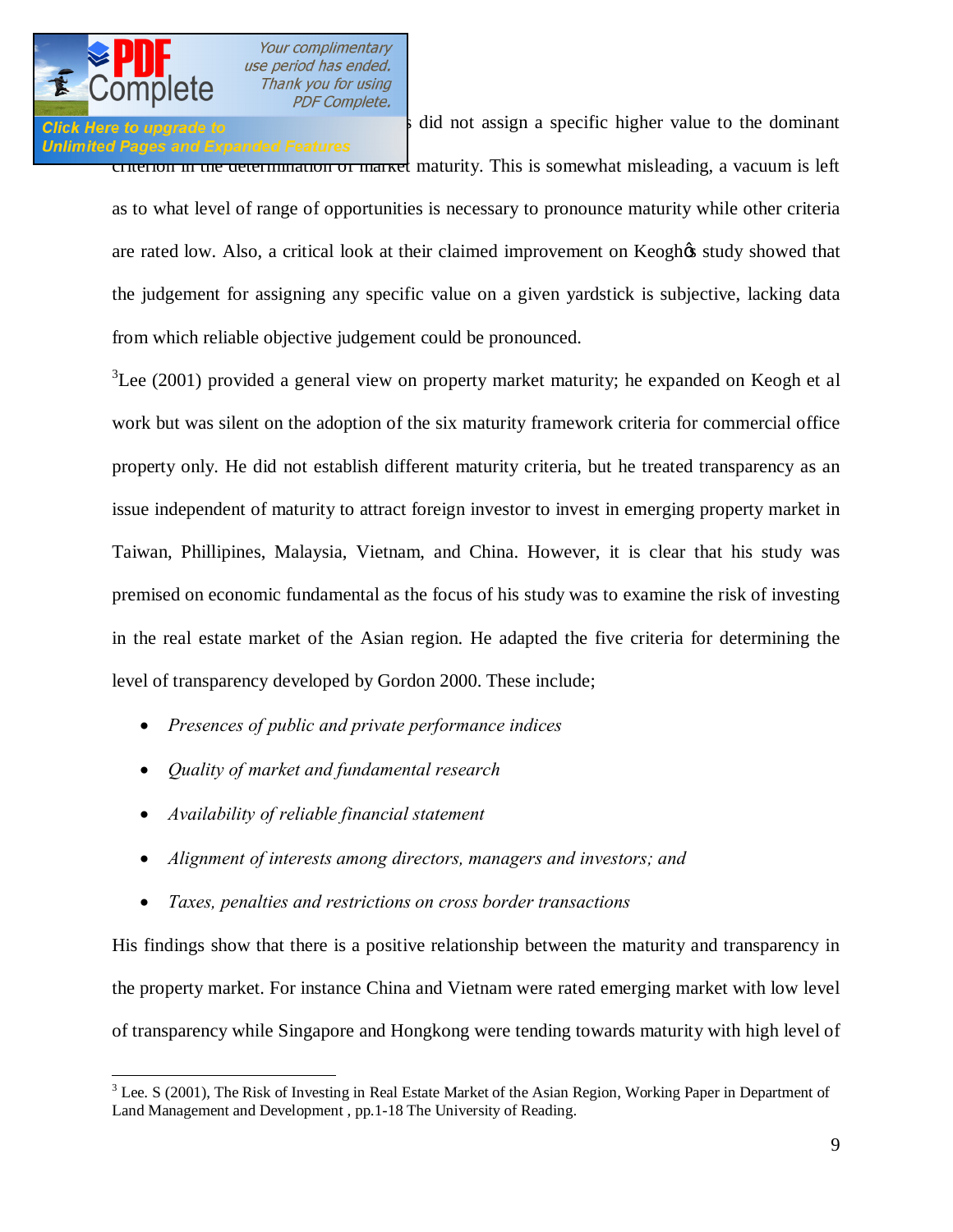s did not assign a specific higher value to the dominant criterion in the determination of market maturity. This is somewhat misleading, a vacuum is left as to what level of range of opportunities is necessary to pronounce maturity while other criteria are rated low. Also, a critical look at their claimed improvement on Keogh's study showed that the judgement for assigning any specific value on a given yardstick is subjective, lacking data from which reliable objective judgement could be pronounced.

[3]Lee (2001) provided a general view on property market maturity; he expanded on Keogh et al work but was silent on the adoption of the six maturity framework criteria for commercial office property only. He did not establish different maturity criteria, but he treated transparency as an issue independent of maturity to attract foreign investor to invest in emerging property market in Taiwan, Phillipines, Malaysia, Vietnam, and China. However, it is clear that his study was premised on economic fundamental as the focus of his study was to examine the risk of investing in the real estate market of the Asian region. He adapted the five criteria for determining the level of transparency developed by Gordon 2000. These include;

- *Presences of public and private performance indices*
- *Quality of market and fundamental research*
- *Availability of reliable financial statement*
- *Alignment of interests among directors, managers and investors; and*
- *Taxes, penalties and restrictions on cross border transactions*

His findings show that there is a positive relationship between the maturity and transparency in the property market. For instance China and Vietnam were rated emerging market with low level of transparency while Singapore and Hongkong were tending towards maturity with high level of

[3] Lee. S (2001), The Risk of Investing in Real Estate Market of the Asian Region, Working Paper in Department of Land Management and Development , pp.1-18 The University of Reading.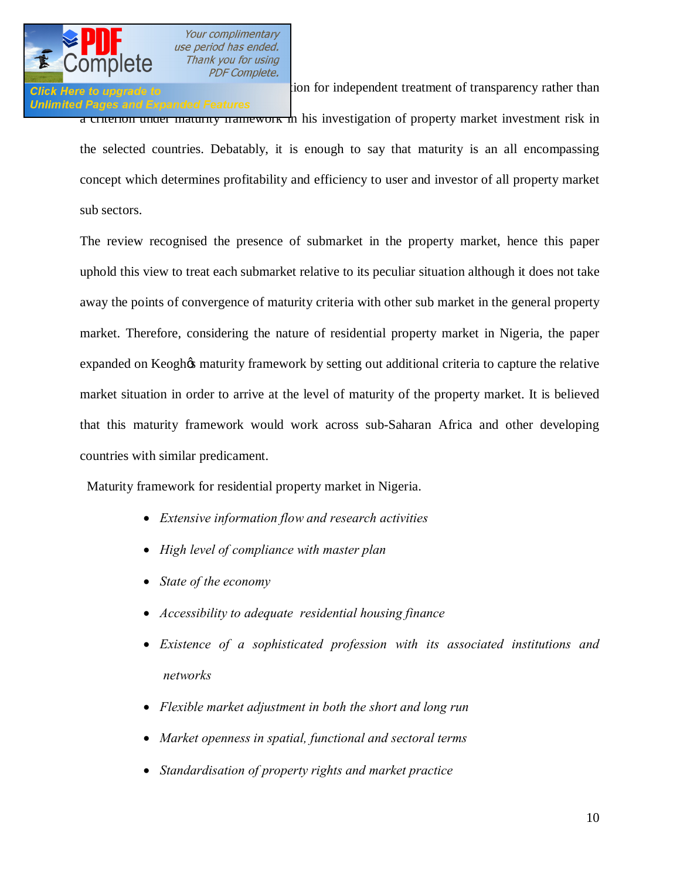...ion for independent treatment of transparency rather than a criterion under maturity framework in his investigation of property market investment risk in the selected countries. Debatably, it is enough to say that maturity is an all encompassing concept which determines profitability and efficiency to user and investor of all property market sub sectors.

The review recognised the presence of submarket in the property market, hence this paper uphold this view to treat each submarket relative to its peculiar situation although it does not take away the points of convergence of maturity criteria with other sub market in the general property market. Therefore, considering the nature of residential property market in Nigeria, the paper expanded on Keogh's maturity framework by setting out additional criteria to capture the relative market situation in order to arrive at the level of maturity of the property market. It is believed that this maturity framework would work across sub-Saharan Africa and other developing countries with similar predicament.

Maturity framework for residential property market in Nigeria.

- *Extensive information flow and research activities*
- *High level of compliance with master plan*
- *State of the economy*
- *Accessibility to adequate residential housing finance*
- *Existence of a sophisticated profession with its associated institutions and networks*
- *Flexible market adjustment in both the short and long run*
- *Market openness in spatial, functional and sectoral terms*
- *Standardisation of property rights and market practice*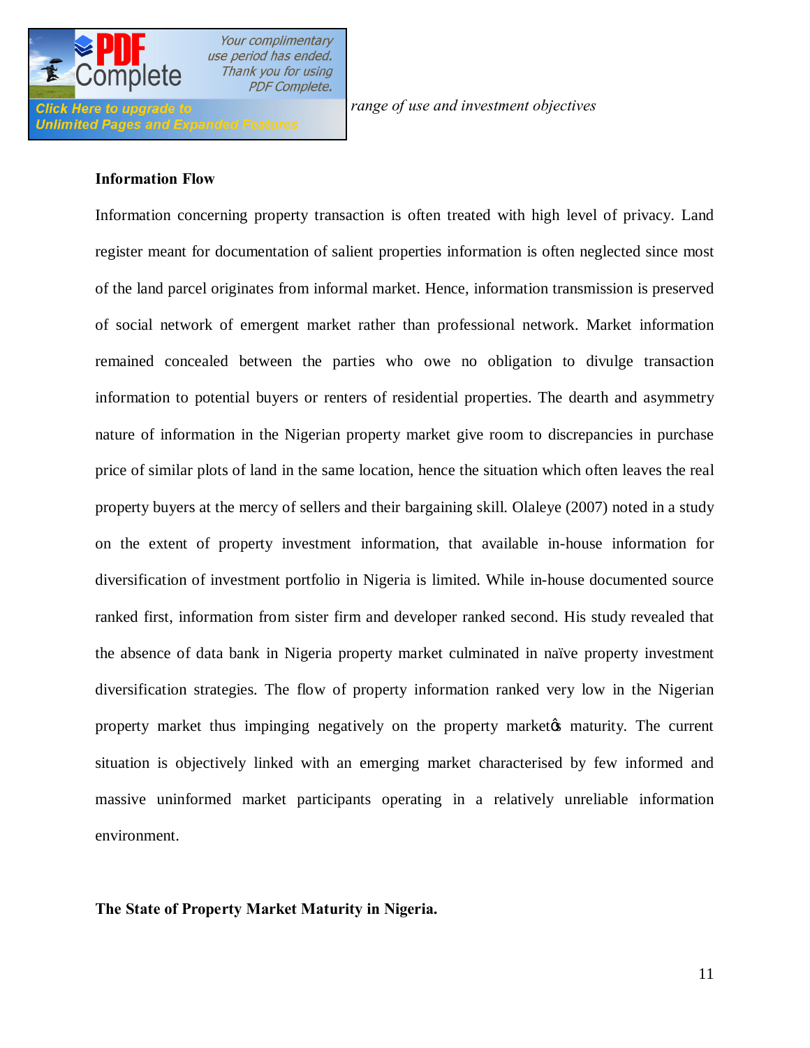*range of use and investment objectives*

**Information Flow**

Information concerning property transaction is often treated with high level of privacy. Land register meant for documentation of salient properties information is often neglected since most of the land parcel originates from informal market. Hence, information transmission is preserved of social network of emergent market rather than professional network. Market information remained concealed between the parties who owe no obligation to divulge transaction information to potential buyers or renters of residential properties. The dearth and asymmetry nature of information in the Nigerian property market give room to discrepancies in purchase price of similar plots of land in the same location, hence the situation which often leaves the real property buyers at the mercy of sellers and their bargaining skill. Olaleye (2007) noted in a study on the extent of property investment information, that available in-house information for diversification of investment portfolio in Nigeria is limited. While in-house documented source ranked first, information from sister firm and developer ranked second. His study revealed that the absence of data bank in Nigeria property market culminated in naïve property investment diversification strategies. The flow of property information ranked very low in the Nigerian property market thus impinging negatively on the property market's maturity. The current situation is objectively linked with an emerging market characterised by few informed and massive uninformed market participants operating in a relatively unreliable information environment.

**The State of Property Market Maturity in Nigeria.**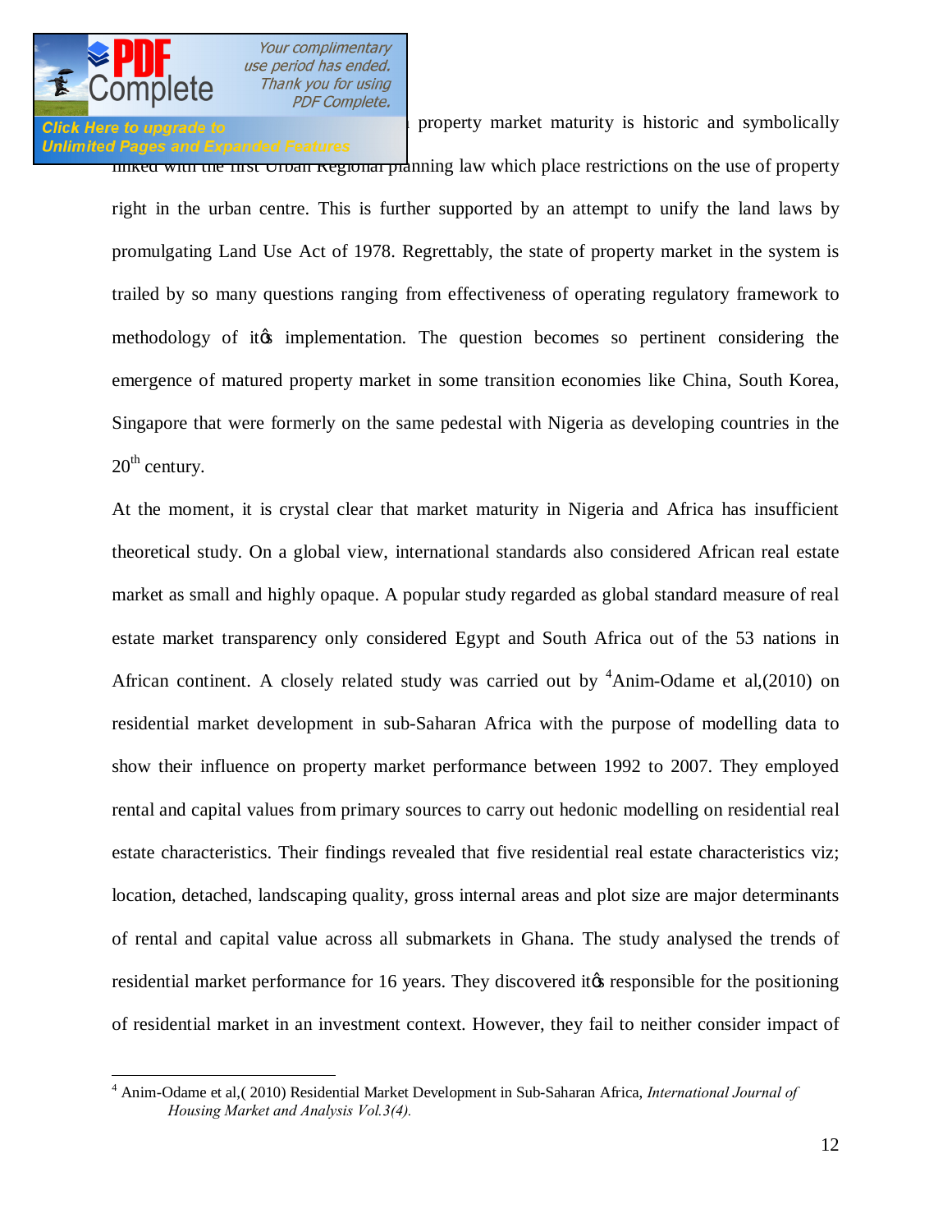property market maturity is historic and symbolically linked with the first Urban Regional planning law which place restrictions on the use of property right in the urban centre. This is further supported by an attempt to unify the land laws by promulgating Land Use Act of 1978. Regrettably, the state of property market in the system is trailed by so many questions ranging from effectiveness of operating regulatory framework to methodology of it's implementation. The question becomes so pertinent considering the emergence of matured property market in some transition economies like China, South Korea, Singapore that were formerly on the same pedestal with Nigeria as developing countries in the 20th century.

At the moment, it is crystal clear that market maturity in Nigeria and Africa has insufficient theoretical study. On a global view, international standards also considered African real estate market as small and highly opaque. A popular study regarded as global standard measure of real estate market transparency only considered Egypt and South Africa out of the 53 nations in African continent. A closely related study was carried out by [4]Anim-Odame et al,(2010) on residential market development in sub-Saharan Africa with the purpose of modelling data to show their influence on property market performance between 1992 to 2007. They employed rental and capital values from primary sources to carry out hedonic modelling on residential real estate characteristics. Their findings revealed that five residential real estate characteristics viz; location, detached, landscaping quality, gross internal areas and plot size are major determinants of rental and capital value across all submarkets in Ghana. The study analysed the trends of residential market performance for 16 years. They discovered it's responsible for the positioning of residential market in an investment context. However, they fail to neither consider impact of

---

[4] Anim-Odame et al,( 2010) Residential Market Development in Sub-Saharan Africa, *International Journal of Housing Market and Analysis Vol.3(4).*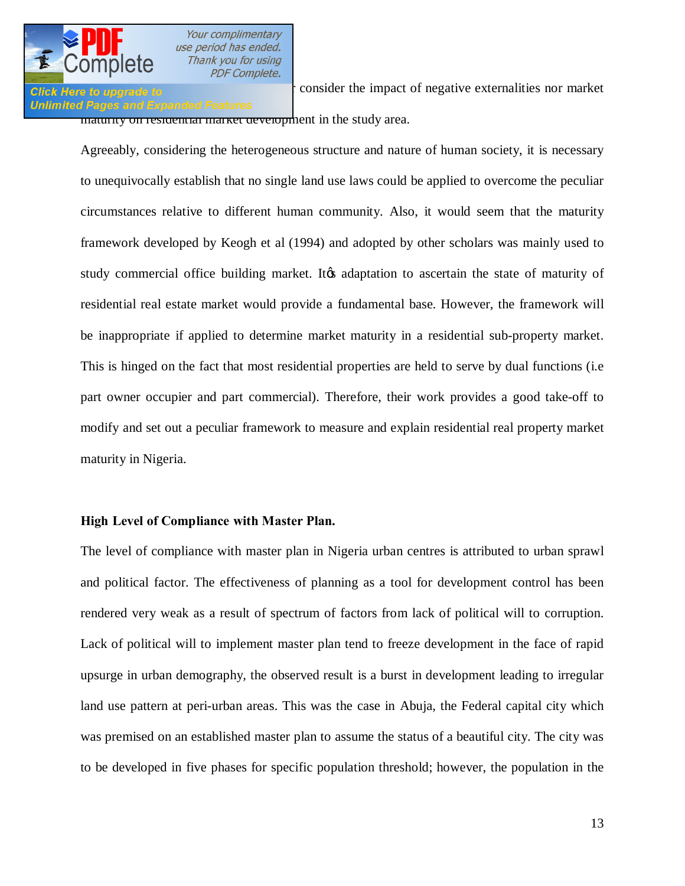consider the impact of negative externalities nor market maturity on residential market development in the study area.

Agreeably, considering the heterogeneous structure and nature of human society, it is necessary to unequivocally establish that no single land use laws could be applied to overcome the peculiar circumstances relative to different human community. Also, it would seem that the maturity framework developed by Keogh et al (1994) and adopted by other scholars was mainly used to study commercial office building market. Itǿs adaptation to ascertain the state of maturity of residential real estate market would provide a fundamental base. However, the framework will be inappropriate if applied to determine market maturity in a residential sub-property market. This is hinged on the fact that most residential properties are held to serve by dual functions (i.e part owner occupier and part commercial). Therefore, their work provides a good take-off to modify and set out a peculiar framework to measure and explain residential real property market maturity in Nigeria.

**High Level of Compliance with Master Plan.**

The level of compliance with master plan in Nigeria urban centres is attributed to urban sprawl and political factor. The effectiveness of planning as a tool for development control has been rendered very weak as a result of spectrum of factors from lack of political will to corruption. Lack of political will to implement master plan tend to freeze development in the face of rapid upsurge in urban demography, the observed result is a burst in development leading to irregular land use pattern at peri-urban areas. This was the case in Abuja, the Federal capital city which was premised on an established master plan to assume the status of a beautiful city. The city was to be developed in five phases for specific population threshold; however, the population in the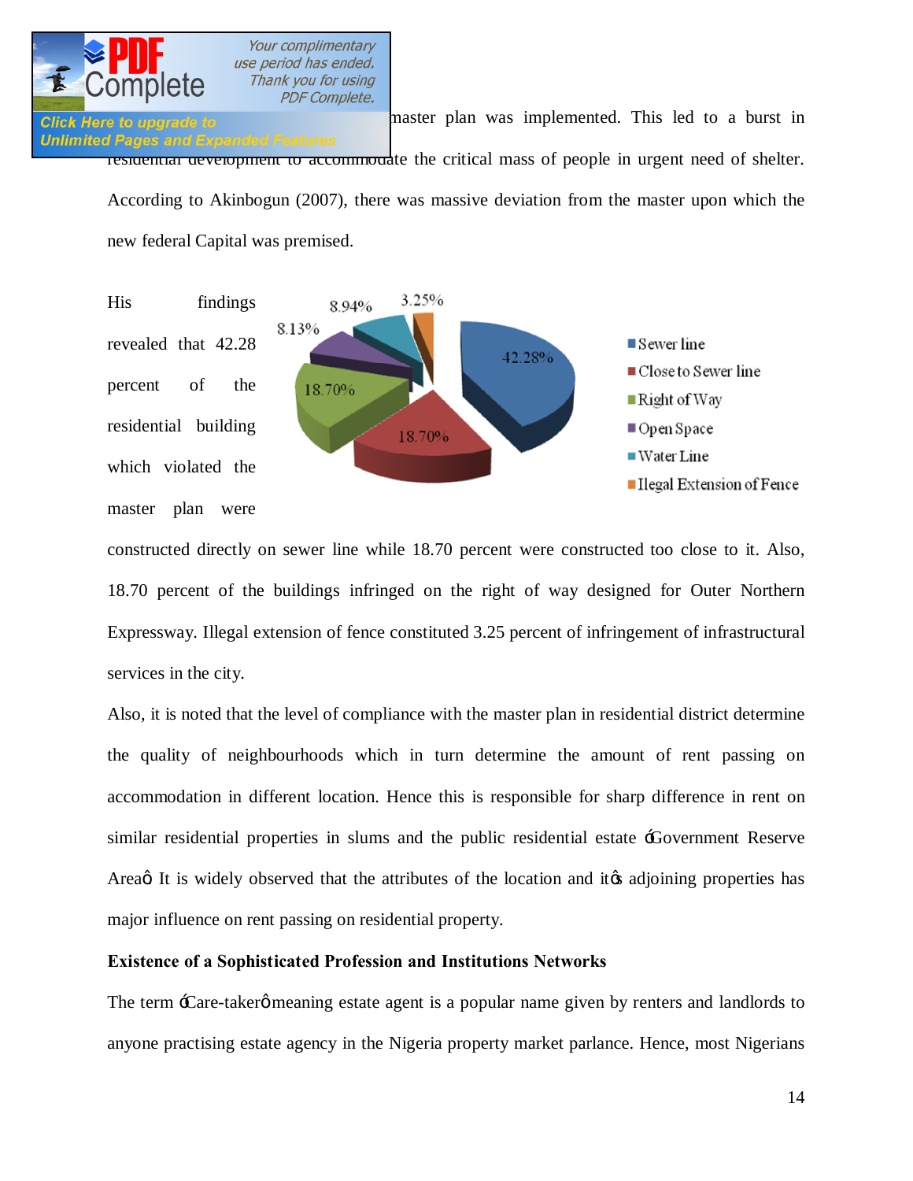master plan was implemented. This led to a burst in residential development to accommodate the critical mass of people in urgent need of shelter. According to Akinbogun (2007), there was massive deviation from the master upon which the new federal Capital was premised.

His findings revealed that 42.28 percent of the residential building which violated the master plan were constructed directly on sewer line while 18.70 percent were constructed too close to it. Also, 18.70 percent of the buildings infringed on the right of way designed for Outer Northern Expressway. Illegal extension of fence constituted 3.25 percent of infringement of infrastructural services in the city.

Also, it is noted that the level of compliance with the master plan in residential district determine the quality of neighbourhoods which in turn determine the amount of rent passing on accommodation in different location. Hence this is responsible for sharp difference in rent on similar residential properties in slums and the public residential estate 'Government Reserve Area'. It is widely observed that the attributes of the location and it's adjoining properties has major influence on rent passing on residential property.

**Existence of a Sophisticated Profession and Institutions Networks**

The term 'Care-taker' meaning estate agent is a popular name given by renters and landlords to anyone practising estate agency in the Nigeria property market parlance. Hence, most Nigerians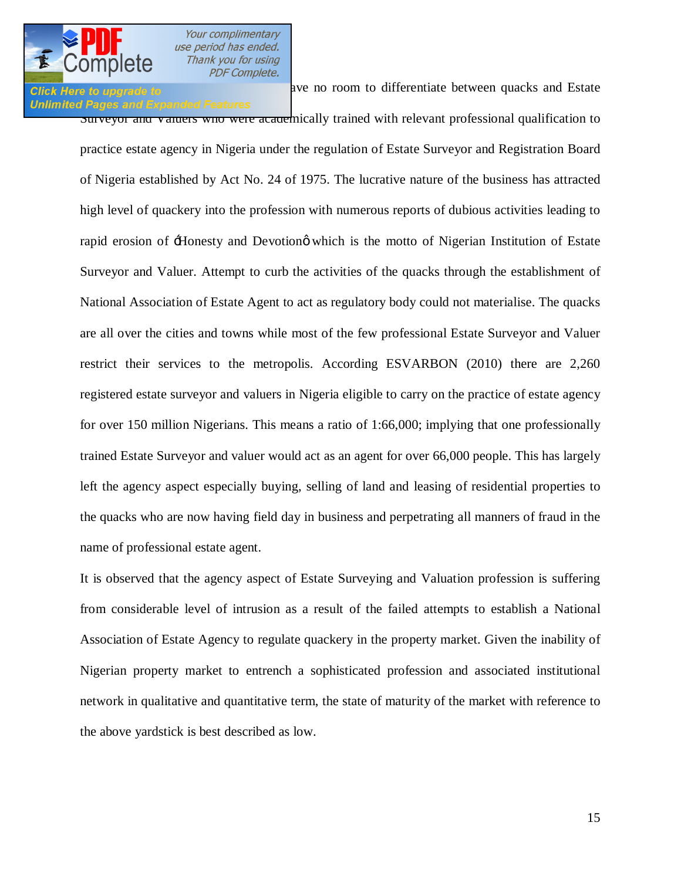ave no room to differentiate between quacks and Estate Surveyor and Valuers who were academically trained with relevant professional qualification to practice estate agency in Nigeria under the regulation of Estate Surveyor and Registration Board of Nigeria established by Act No. 24 of 1975. The lucrative nature of the business has attracted high level of quackery into the profession with numerous reports of dubious activities leading to rapid erosion of 'Honesty and Devotion' which is the motto of Nigerian Institution of Estate Surveyor and Valuer. Attempt to curb the activities of the quacks through the establishment of National Association of Estate Agent to act as regulatory body could not materialise. The quacks are all over the cities and towns while most of the few professional Estate Surveyor and Valuer restrict their services to the metropolis. According ESVARBON (2010) there are 2,260 registered estate surveyor and valuers in Nigeria eligible to carry on the practice of estate agency for over 150 million Nigerians. This means a ratio of 1:66,000; implying that one professionally trained Estate Surveyor and valuer would act as an agent for over 66,000 people. This has largely left the agency aspect especially buying, selling of land and leasing of residential properties to the quacks who are now having field day in business and perpetrating all manners of fraud in the name of professional estate agent.

It is observed that the agency aspect of Estate Surveying and Valuation profession is suffering from considerable level of intrusion as a result of the failed attempts to establish a National Association of Estate Agency to regulate quackery in the property market. Given the inability of Nigerian property market to entrench a sophisticated profession and associated institutional network in qualitative and quantitative term, the state of maturity of the market with reference to the above yardstick is best described as low.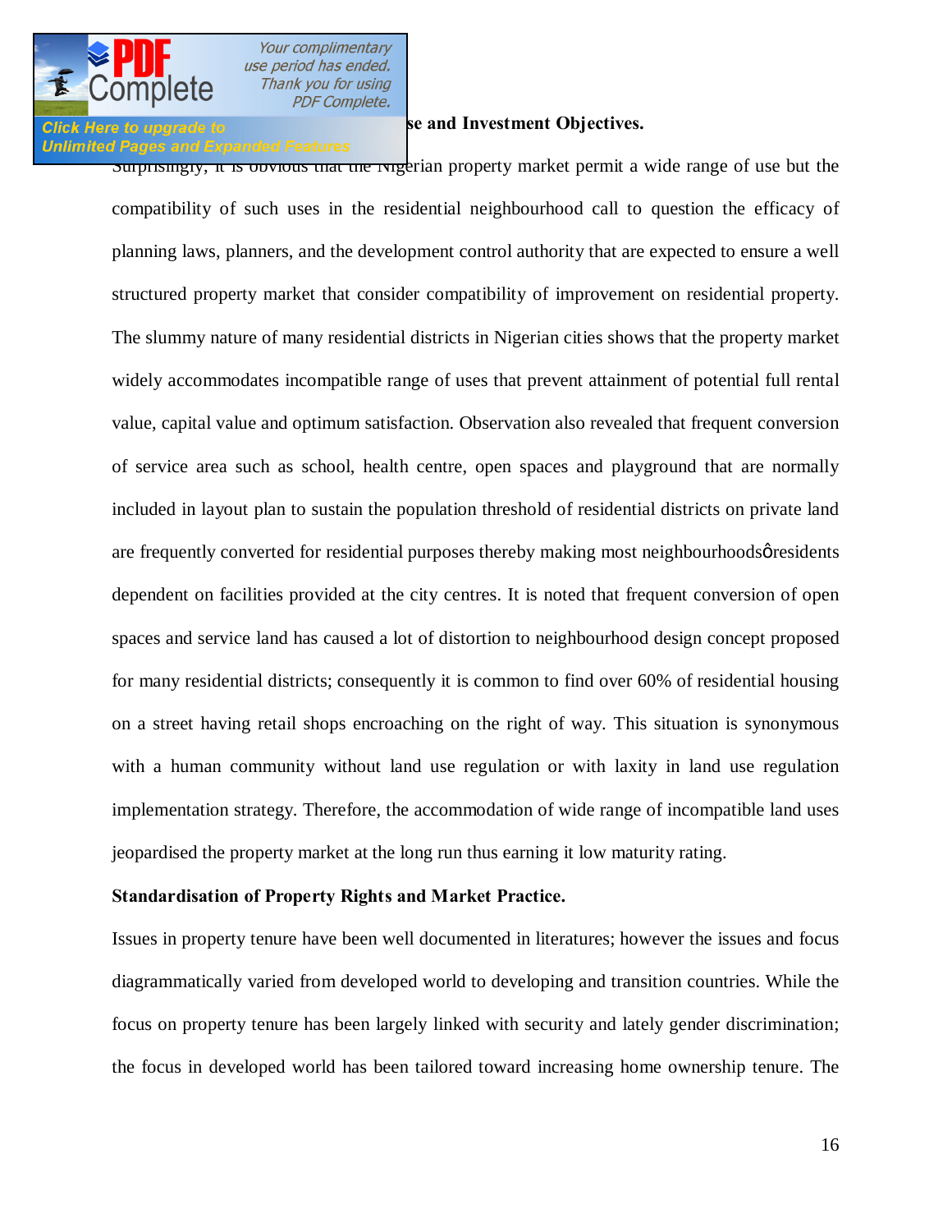**se and Investment Objectives.**

Surprisingly, it is obvious that the Nigerian property market permit a wide range of use but the compatibility of such uses in the residential neighbourhood call to question the efficacy of planning laws, planners, and the development control authority that are expected to ensure a well structured property market that consider compatibility of improvement on residential property. The slummy nature of many residential districts in Nigerian cities shows that the property market widely accommodates incompatible range of uses that prevent attainment of potential full rental value, capital value and optimum satisfaction. Observation also revealed that frequent conversion of service area such as school, health centre, open spaces and playground that are normally included in layout plan to sustain the population threshold of residential districts on private land are frequently converted for residential purposes thereby making most neighbourhoods' residents dependent on facilities provided at the city centres. It is noted that frequent conversion of open spaces and service land has caused a lot of distortion to neighbourhood design concept proposed for many residential districts; consequently it is common to find over 60% of residential housing on a street having retail shops encroaching on the right of way. This situation is synonymous with a human community without land use regulation or with laxity in land use regulation implementation strategy. Therefore, the accommodation of wide range of incompatible land uses jeopardised the property market at the long run thus earning it low maturity rating.

**Standardisation of Property Rights and Market Practice.**

Issues in property tenure have been well documented in literatures; however the issues and focus diagrammatically varied from developed world to developing and transition countries. While the focus on property tenure has been largely linked with security and lately gender discrimination; the focus in developed world has been tailored toward increasing home ownership tenure. The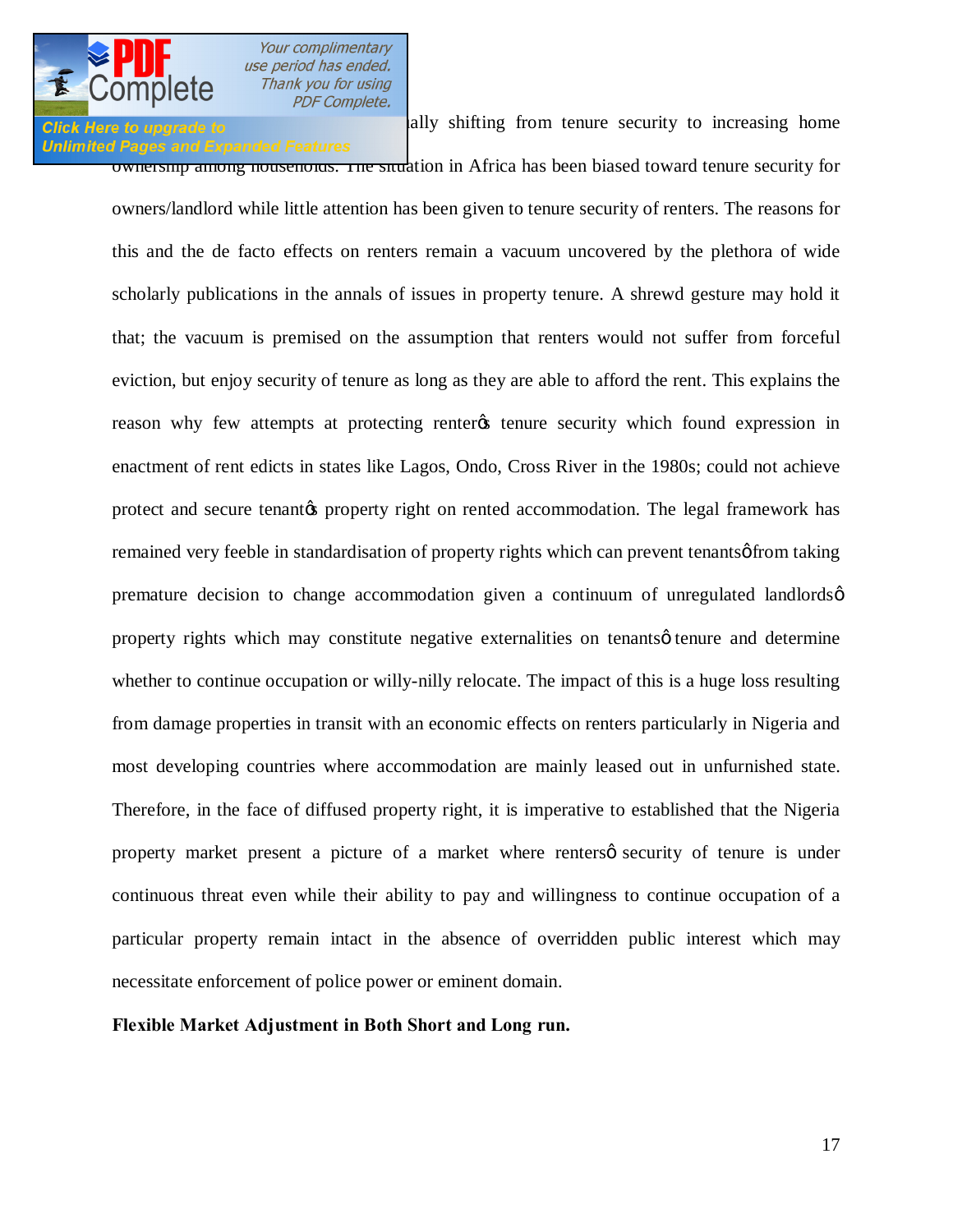ally shifting from tenure security to increasing home ownership among households. The situation in Africa has been biased toward tenure security for owners/landlord while little attention has been given to tenure security of renters. The reasons for this and the de facto effects on renters remain a vacuum uncovered by the plethora of wide scholarly publications in the annals of issues in property tenure. A shrewd gesture may hold it that; the vacuum is premised on the assumption that renters would not suffer from forceful eviction, but enjoy security of tenure as long as they are able to afford the rent. This explains the reason why few attempts at protecting renter's tenure security which found expression in enactment of rent edicts in states like Lagos, Ondo, Cross River in the 1980s; could not achieve protect and secure tenant's property right on rented accommodation. The legal framework has remained very feeble in standardisation of property rights which can prevent tenants' from taking premature decision to change accommodation given a continuum of unregulated landlords' property rights which may constitute negative externalities on tenants' tenure and determine whether to continue occupation or willy-nilly relocate. The impact of this is a huge loss resulting from damage properties in transit with an economic effects on renters particularly in Nigeria and most developing countries where accommodation are mainly leased out in unfurnished state. Therefore, in the face of diffused property right, it is imperative to established that the Nigeria property market present a picture of a market where renters' security of tenure is under continuous threat even while their ability to pay and willingness to continue occupation of a particular property remain intact in the absence of overridden public interest which may necessitate enforcement of police power or eminent domain.

**Flexible Market Adjustment in Both Short and Long run.**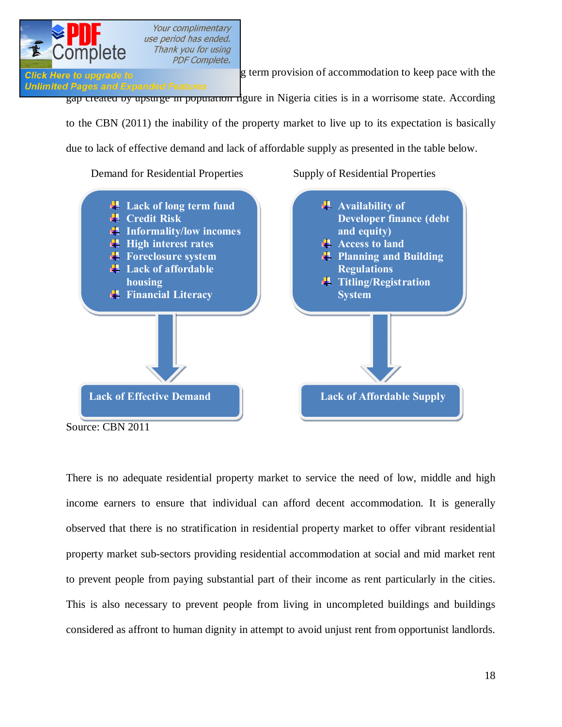g term provision of accommodation to keep pace with the gap created by upsurge in population figure in Nigeria cities is in a worrisome state. According to the CBN (2011) the inability of the property market to live up to its expectation is basically due to lack of effective demand and lack of affordable supply as presented in the table below.

| Demand for Residential Properties | Supply of Residential Properties |
|---|---|
| Lack of long term fund | Availability of Developer finance (debt and equity) |
| Credit Risk | Access to land |
| Informality/low incomes | Planning and Building Regulations |
| High interest rates | Titling/Registration System |
| Foreclosure system | |
| Lack of affordable housing | |
| Financial Literacy | |
| ↓ | ↓ |
| **Lack of Effective Demand** | **Lack of Affordable Supply** |

Source: CBN 2011

There is no adequate residential property market to service the need of low, middle and high income earners to ensure that individual can afford decent accommodation. It is generally observed that there is no stratification in residential property market to offer vibrant residential property market sub-sectors providing residential accommodation at social and mid market rent to prevent people from paying substantial part of their income as rent particularly in the cities. This is also necessary to prevent people from living in uncompleted buildings and buildings considered as affront to human dignity in attempt to avoid unjust rent from opportunist landlords.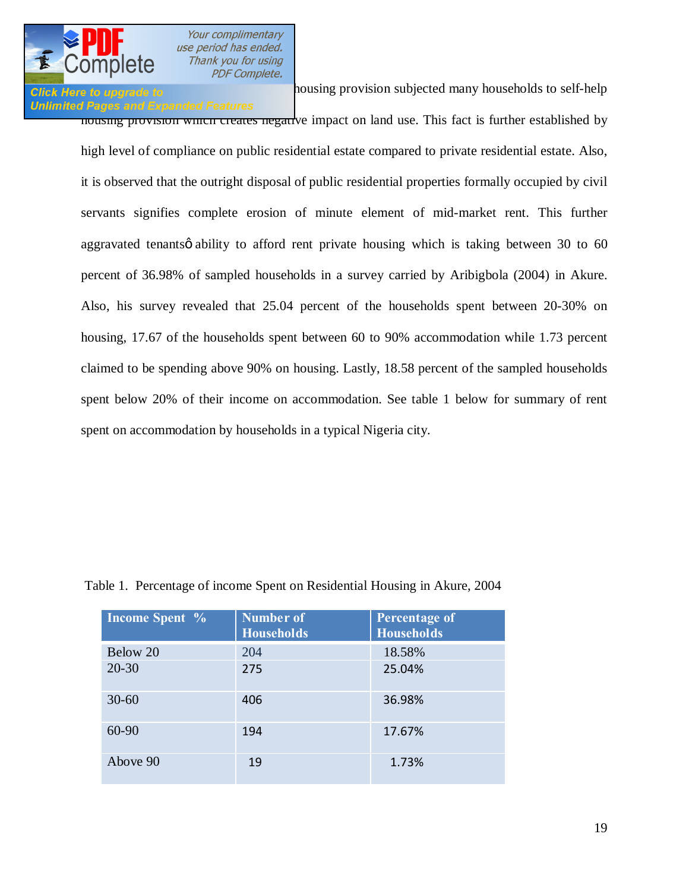housing provision subjected many households to self-help housing provision which creates negative impact on land use. This fact is further established by high level of compliance on public residential estate compared to private residential estate. Also, it is observed that the outright disposal of public residential properties formally occupied by civil servants signifies complete erosion of minute element of mid-market rent. This further aggravated tenantsô ability to afford rent private housing which is taking between 30 to 60 percent of 36.98% of sampled households in a survey carried by Aribigbola (2004) in Akure. Also, his survey revealed that 25.04 percent of the households spent between 20-30% on housing, 17.67 of the households spent between 60 to 90% accommodation while 1.73 percent claimed to be spending above 90% on housing. Lastly, 18.58 percent of the sampled households spent below 20% of their income on accommodation. See table 1 below for summary of rent spent on accommodation by households in a typical Nigeria city.

Table 1. Percentage of income Spent on Residential Housing in Akure, 2004

| Income Spent % | Number of Households | Percentage of Households |
|---|---|---|
| Below 20 | 204 | 18.58% |
| 20-30 | 275 | 25.04% |
| 30-60 | 406 | 36.98% |
| 60-90 | 194 | 17.67% |
| Above 90 | 19 | 1.73% |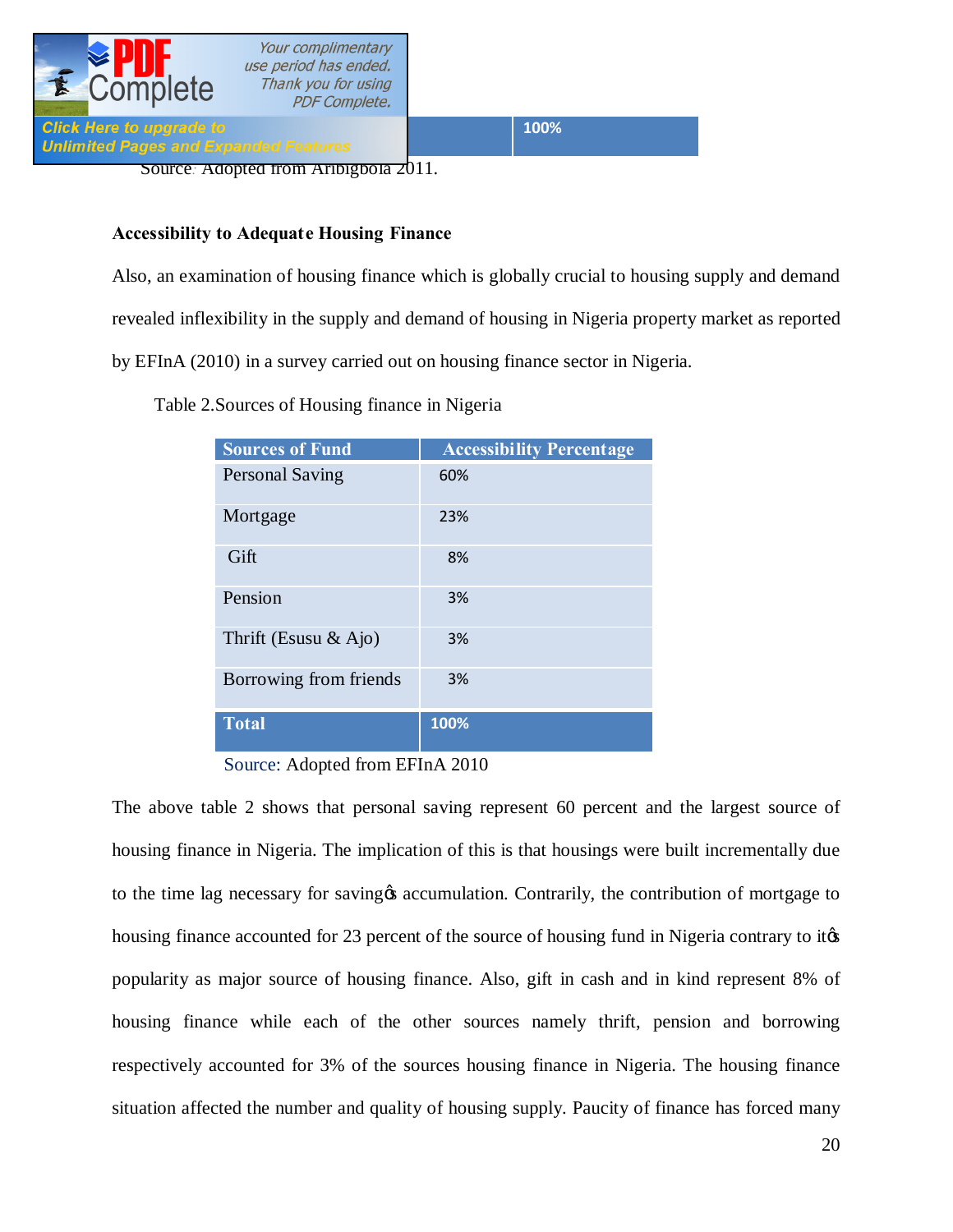| | 100% |
|---|---|

Source: Adopted from Aribigbola 2011.

**Accessibility to Adequate Housing Finance**

Also, an examination of housing finance which is globally crucial to housing supply and demand revealed inflexibility in the supply and demand of housing in Nigeria property market as reported by EFInA (2010) in a survey carried out on housing finance sector in Nigeria.

Table 2.Sources of Housing finance in Nigeria

| Sources of Fund | Accessibility Percentage |
|---|---|
| Personal Saving | 60% |
| Mortgage | 23% |
| Gift | 8% |
| Pension | 3% |
| Thrift (Esusu & Ajo) | 3% |
| Borrowing from friends | 3% |
| **Total** | **100%** |

Source: Adopted from EFInA 2010

The above table 2 shows that personal saving represent 60 percent and the largest source of housing finance in Nigeria. The implication of this is that housings were built incrementally due to the time lag necessary for saving's accumulation. Contrarily, the contribution of mortgage to housing finance accounted for 23 percent of the source of housing fund in Nigeria contrary to it's popularity as major source of housing finance. Also, gift in cash and in kind represent 8% of housing finance while each of the other sources namely thrift, pension and borrowing respectively accounted for 3% of the sources housing finance in Nigeria. The housing finance situation affected the number and quality of housing supply. Paucity of finance has forced many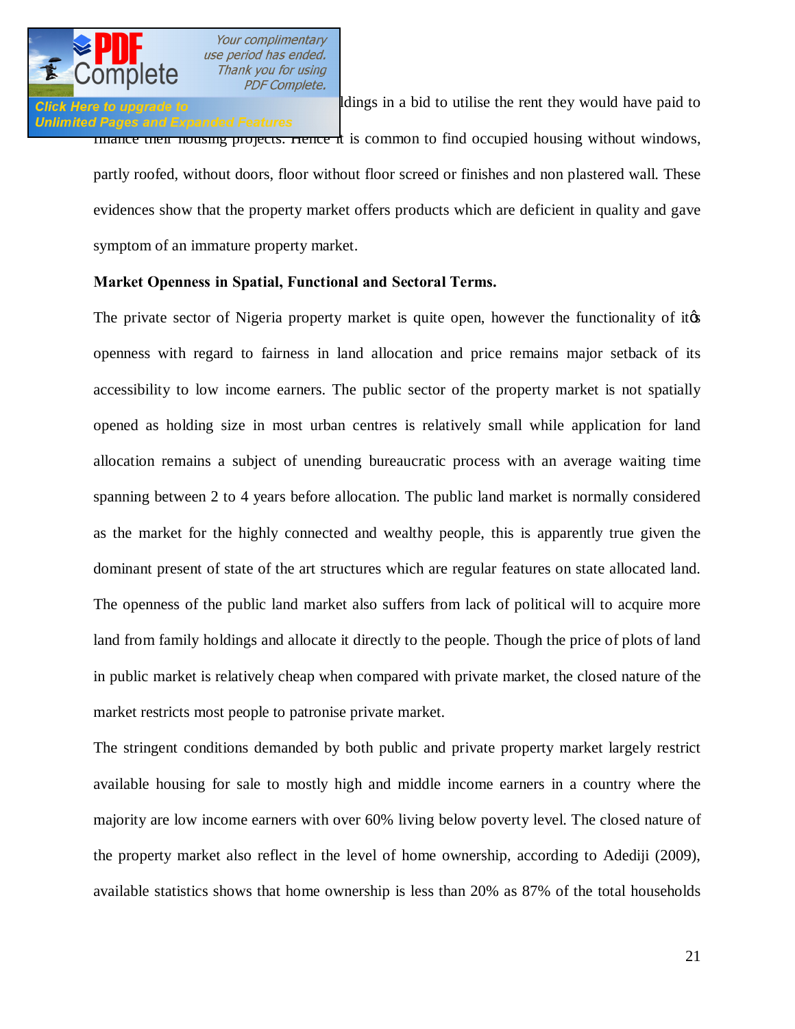ldings in a bid to utilise the rent they would have paid to finance their housing projects. Hence it is common to find occupied housing without windows, partly roofed, without doors, floor without floor screed or finishes and non plastered wall. These evidences show that the property market offers products which are deficient in quality and gave symptom of an immature property market.

**Market Openness in Spatial, Functional and Sectoral Terms.**

The private sector of Nigeria property market is quite open, however the functionality of it's openness with regard to fairness in land allocation and price remains major setback of its accessibility to low income earners. The public sector of the property market is not spatially opened as holding size in most urban centres is relatively small while application for land allocation remains a subject of unending bureaucratic process with an average waiting time spanning between 2 to 4 years before allocation. The public land market is normally considered as the market for the highly connected and wealthy people, this is apparently true given the dominant present of state of the art structures which are regular features on state allocated land. The openness of the public land market also suffers from lack of political will to acquire more land from family holdings and allocate it directly to the people. Though the price of plots of land in public market is relatively cheap when compared with private market, the closed nature of the market restricts most people to patronise private market.

The stringent conditions demanded by both public and private property market largely restrict available housing for sale to mostly high and middle income earners in a country where the majority are low income earners with over 60% living below poverty level. The closed nature of the property market also reflect in the level of home ownership, according to Adediji (2009), available statistics shows that home ownership is less than 20% as 87% of the total households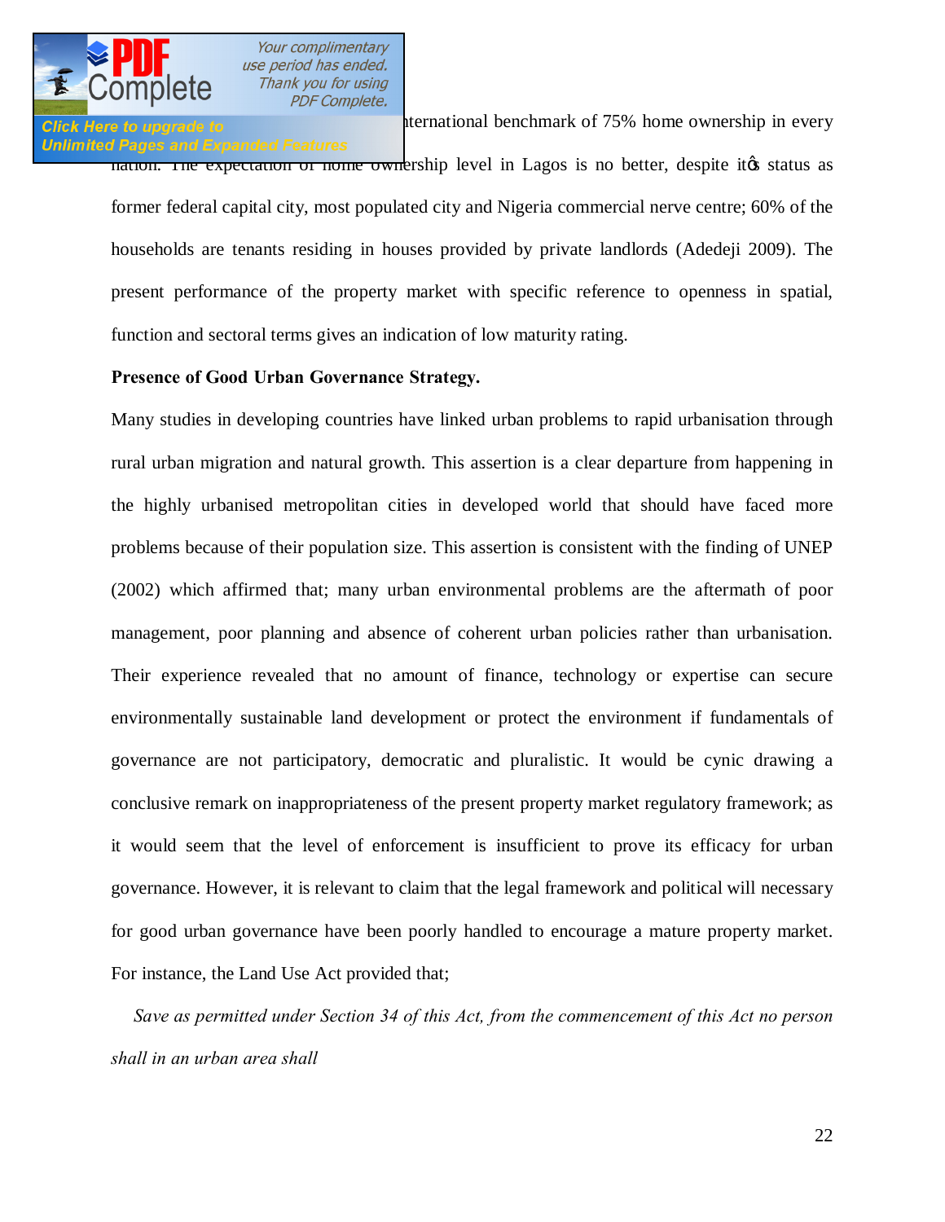...nternational benchmark of 75% home ownership in every nation. The expectation of home ownership level in Lagos is no better, despite it's status as former federal capital city, most populated city and Nigeria commercial nerve centre; 60% of the households are tenants residing in houses provided by private landlords (Adedeji 2009). The present performance of the property market with specific reference to openness in spatial, function and sectoral terms gives an indication of low maturity rating.

**Presence of Good Urban Governance Strategy.**

Many studies in developing countries have linked urban problems to rapid urbanisation through rural urban migration and natural growth. This assertion is a clear departure from happening in the highly urbanised metropolitan cities in developed world that should have faced more problems because of their population size. This assertion is consistent with the finding of UNEP (2002) which affirmed that; many urban environmental problems are the aftermath of poor management, poor planning and absence of coherent urban policies rather than urbanisation. Their experience revealed that no amount of finance, technology or expertise can secure environmentally sustainable land development or protect the environment if fundamentals of governance are not participatory, democratic and pluralistic. It would be cynic drawing a conclusive remark on inappropriateness of the present property market regulatory framework; as it would seem that the level of enforcement is insufficient to prove its efficacy for urban governance. However, it is relevant to claim that the legal framework and political will necessary for good urban governance have been poorly handled to encourage a mature property market. For instance, the Land Use Act provided that;

*Save as permitted under Section 34 of this Act, from the commencement of this Act no person shall in an urban area shall*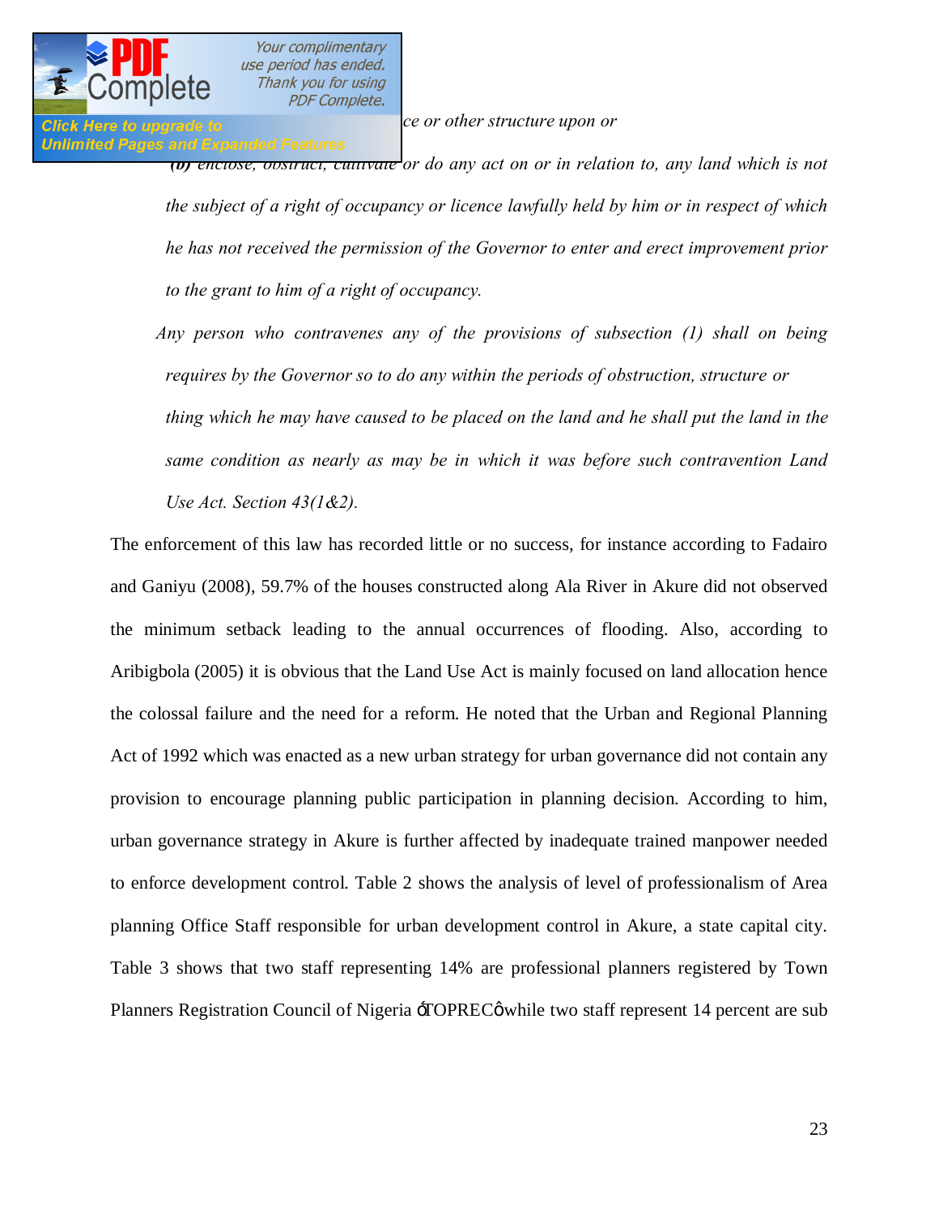*ce or other structure upon or*

*(b) enclose, obstruct, cultivate or do any act on or in relation to, any land which is not the subject of a right of occupancy or licence lawfully held by him or in respect of which he has not received the permission of the Governor to enter and erect improvement prior to the grant to him of a right of occupancy.*

*Any person who contravenes any of the provisions of subsection (1) shall on being requires by the Governor so to do any within the periods of obstruction, structure or thing which he may have caused to be placed on the land and he shall put the land in the same condition as nearly as may be in which it was before such contravention Land Use Act. Section 43(1&2).*

The enforcement of this law has recorded little or no success, for instance according to Fadairo and Ganiyu (2008), 59.7% of the houses constructed along Ala River in Akure did not observed the minimum setback leading to the annual occurrences of flooding. Also, according to Aribigbola (2005) it is obvious that the Land Use Act is mainly focused on land allocation hence the colossal failure and the need for a reform. He noted that the Urban and Regional Planning Act of 1992 which was enacted as a new urban strategy for urban governance did not contain any provision to encourage planning public participation in planning decision. According to him, urban governance strategy in Akure is further affected by inadequate trained manpower needed to enforce development control. Table 2 shows the analysis of level of professionalism of Area planning Office Staff responsible for urban development control in Akure, a state capital city. Table 3 shows that two staff representing 14% are professional planners registered by Town Planners Registration Council of Nigeria 'TOPREC' while two staff represent 14 percent are sub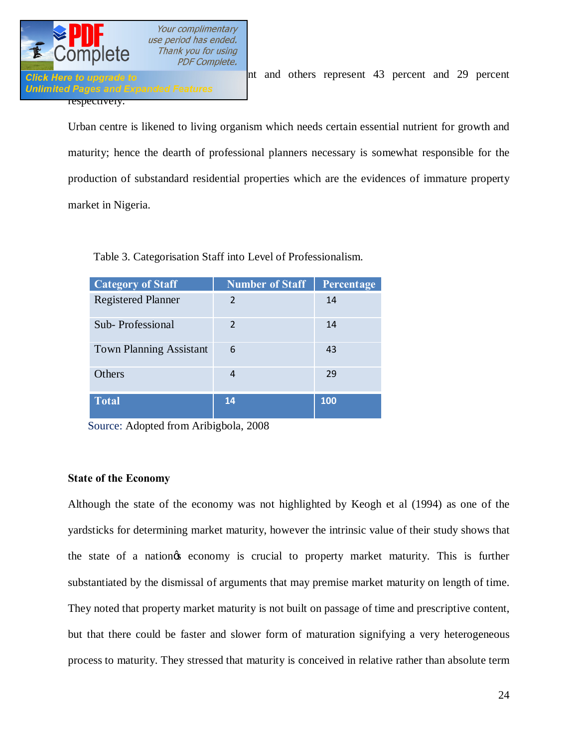nt and others represent 43 percent and 29 percent respectively.

Urban centre is likened to living organism which needs certain essential nutrient for growth and maturity; hence the dearth of professional planners necessary is somewhat responsible for the production of substandard residential properties which are the evidences of immature property market in Nigeria.

Table 3. Categorisation Staff into Level of Professionalism.

| Category of Staff | Number of Staff | Percentage |
|---|---|---|
| Registered Planner | 2 | 14 |
| Sub- Professional | 2 | 14 |
| Town Planning Assistant | 6 | 43 |
| Others | 4 | 29 |
| **Total** | **14** | **100** |

Source: Adopted from Aribigbola, 2008

**State of the Economy**

Although the state of the economy was not highlighted by Keogh et al (1994) as one of the yardsticks for determining market maturity, however the intrinsic value of their study shows that the state of a nation's economy is crucial to property market maturity. This is further substantiated by the dismissal of arguments that may premise market maturity on length of time. They noted that property market maturity is not built on passage of time and prescriptive content, but that there could be faster and slower form of maturation signifying a very heterogeneous process to maturity. They stressed that maturity is conceived in relative rather than absolute term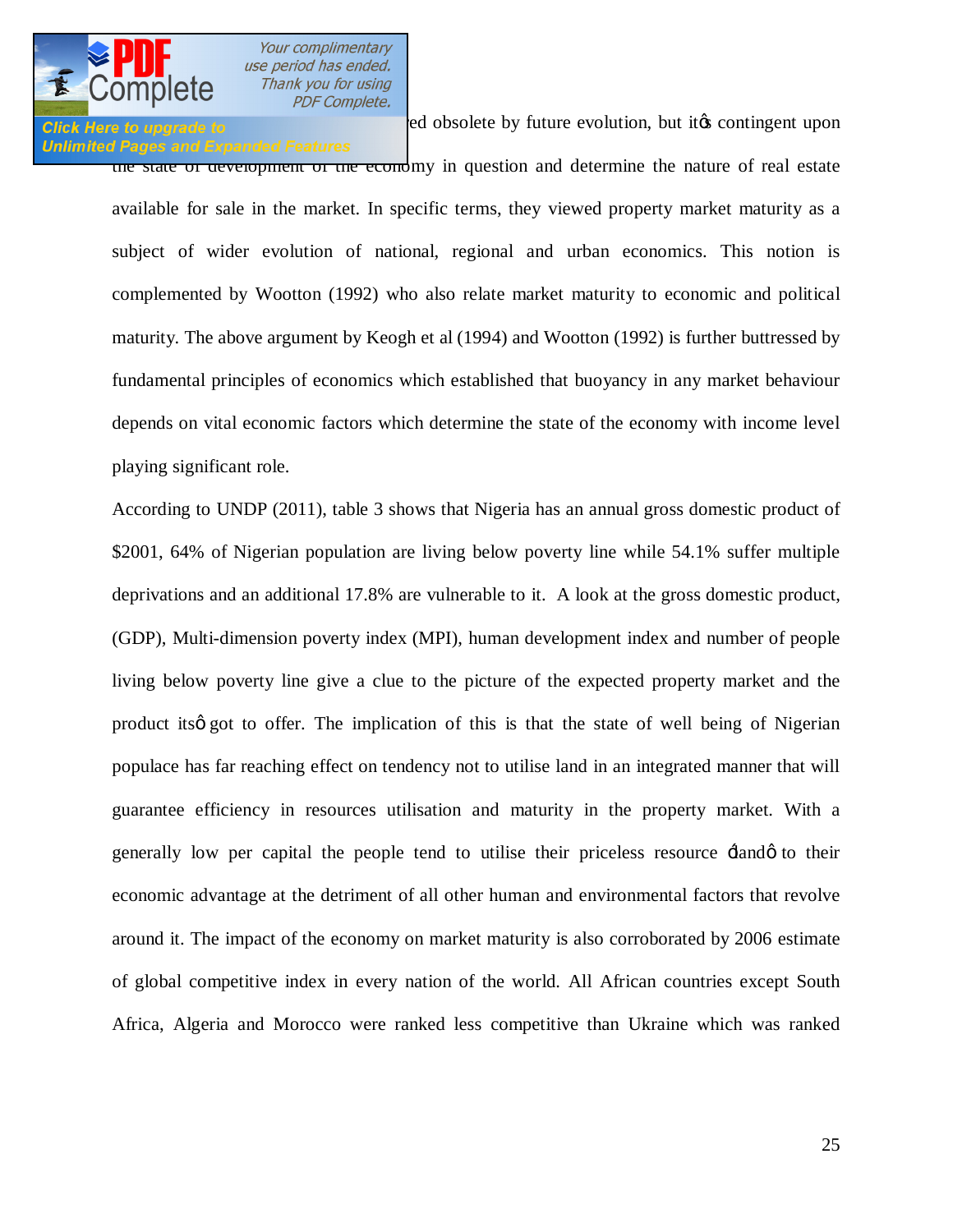ed obsolete by future evolution, but itøs contingent upon the state of development of the economy in question and determine the nature of real estate available for sale in the market. In specific terms, they viewed property market maturity as a subject of wider evolution of national, regional and urban economics. This notion is complemented by Wootton (1992) who also relate market maturity to economic and political maturity. The above argument by Keogh et al (1994) and Wootton (1992) is further buttressed by fundamental principles of economics which established that buoyancy in any market behaviour depends on vital economic factors which determine the state of the economy with income level playing significant role.

According to UNDP (2011), table 3 shows that Nigeria has an annual gross domestic product of $2001, 64% of Nigerian population are living below poverty line while 54.1% suffer multiple deprivations and an additional 17.8% are vulnerable to it. A look at the gross domestic product, (GDP), Multi-dimension poverty index (MPI), human development index and number of people living below poverty line give a clue to the picture of the expected property market and the product itsø got to offer. The implication of this is that the state of well being of Nigerian populace has far reaching effect on tendency not to utilise land in an integrated manner that will guarantee efficiency in resources utilisation and maturity in the property market. With a generally low per capital the people tend to utilise their priceless resource ‑landø to their economic advantage at the detriment of all other human and environmental factors that revolve around it. The impact of the economy on market maturity is also corroborated by 2006 estimate of global competitive index in every nation of the world. All African countries except South Africa, Algeria and Morocco were ranked less competitive than Ukraine which was ranked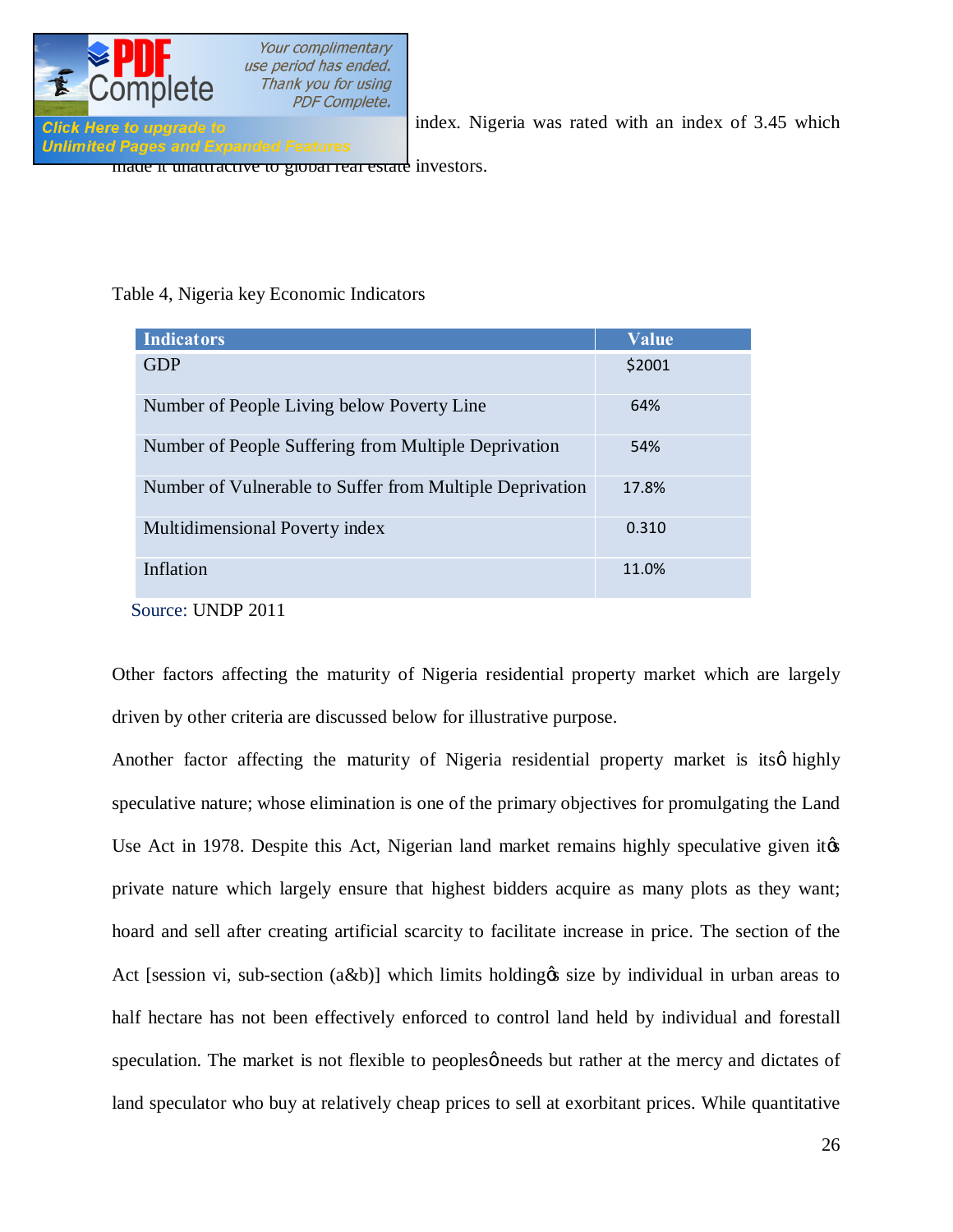index. Nigeria was rated with an index of 3.45 which made it unattractive to global real estate investors.

Table 4, Nigeria key Economic Indicators

| Indicators | Value |
|---|---|
| GDP | $2001 |
| Number of People Living below Poverty Line | 64% |
| Number of People Suffering from Multiple Deprivation | 54% |
| Number of Vulnerable to Suffer from Multiple Deprivation | 17.8% |
| Multidimensional Poverty index | 0.310 |
| Inflation | 11.0% |

Source: UNDP 2011

Other factors affecting the maturity of Nigeria residential property market which are largely driven by other criteria are discussed below for illustrative purpose.

Another factor affecting the maturity of Nigeria residential property market is its' highly speculative nature; whose elimination is one of the primary objectives for promulgating the Land Use Act in 1978. Despite this Act, Nigerian land market remains highly speculative given it's private nature which largely ensure that highest bidders acquire as many plots as they want; hoard and sell after creating artificial scarcity to facilitate increase in price. The section of the Act [session vi, sub-section (a&b)] which limits holding's size by individual in urban areas to half hectare has not been effectively enforced to control land held by individual and forestall speculation. The market is not flexible to peoples' needs but rather at the mercy and dictates of land speculator who buy at relatively cheap prices to sell at exorbitant prices. While quantitative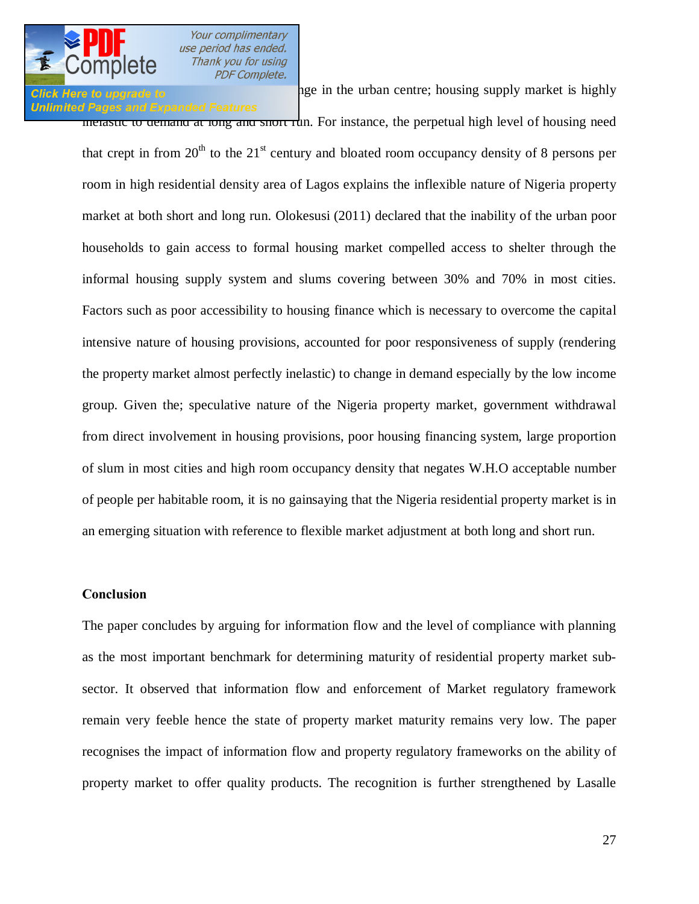nge in the urban centre; housing supply market is highly inelastic to demand at long and short run. For instance, the perpetual high level of housing need that crept in from 20th to the 21st century and bloated room occupancy density of 8 persons per room in high residential density area of Lagos explains the inflexible nature of Nigeria property market at both short and long run. Olokesusi (2011) declared that the inability of the urban poor households to gain access to formal housing market compelled access to shelter through the informal housing supply system and slums covering between 30% and 70% in most cities. Factors such as poor accessibility to housing finance which is necessary to overcome the capital intensive nature of housing provisions, accounted for poor responsiveness of supply (rendering the property market almost perfectly inelastic) to change in demand especially by the low income group. Given the; speculative nature of the Nigeria property market, government withdrawal from direct involvement in housing provisions, poor housing financing system, large proportion of slum in most cities and high room occupancy density that negates W.H.O acceptable number of people per habitable room, it is no gainsaying that the Nigeria residential property market is in an emerging situation with reference to flexible market adjustment at both long and short run.

**Conclusion**

The paper concludes by arguing for information flow and the level of compliance with planning as the most important benchmark for determining maturity of residential property market sub-sector. It observed that information flow and enforcement of Market regulatory framework remain very feeble hence the state of property market maturity remains very low. The paper recognises the impact of information flow and property regulatory frameworks on the ability of property market to offer quality products. The recognition is further strengthened by Lasalle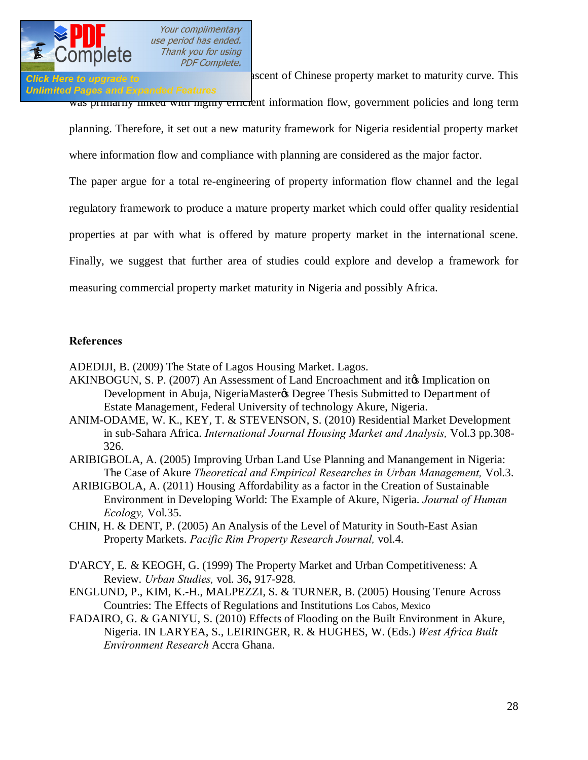ascent of Chinese property market to maturity curve. This was primarily linked with highly efficient information flow, government policies and long term planning. Therefore, it set out a new maturity framework for Nigeria residential property market where information flow and compliance with planning are considered as the major factor.

The paper argue for a total re-engineering of property information flow channel and the legal regulatory framework to produce a mature property market which could offer quality residential properties at par with what is offered by mature property market in the international scene. Finally, we suggest that further area of studies could explore and develop a framework for measuring commercial property market maturity in Nigeria and possibly Africa.

## References

ADEDIJI, B. (2009) The State of Lagos Housing Market. Lagos.

AKINBOGUN, S. P. (2007) An Assessment of Land Encroachment and itø Implication on Development in Abuja, NigeriaMasterø Degree Thesis Submitted to Department of Estate Management, Federal University of technology Akure, Nigeria.

ANIM-ODAME, W. K., KEY, T. & STEVENSON, S. (2010) Residential Market Development in sub-Sahara Africa. *International Journal Housing Market and Analysis,* Vol.3 pp.308-326.

ARIBIGBOLA, A. (2005) Improving Urban Land Use Planning and Manangement in Nigeria: The Case of Akure *Theoretical and Empirical Researches in Urban Management,* Vol.3.

ARIBIGBOLA, A. (2011) Housing Affordability as a factor in the Creation of Sustainable Environment in Developing World: The Example of Akure, Nigeria. *Journal of Human Ecology,* Vol.35.

CHIN, H. & DENT, P. (2005) An Analysis of the Level of Maturity in South-East Asian Property Markets. *Pacific Rim Property Research Journal,* vol.4.

D'ARCY, E. & KEOGH, G. (1999) The Property Market and Urban Competitiveness: A Review. *Urban Studies,* vol. 36**,** 917-928.

ENGLUND, P., KIM, K.-H., MALPEZZI, S. & TURNER, B. (2005) Housing Tenure Across Countries: The Effects of Regulations and Institutions Los Cabos, Mexico

FADAIRO, G. & GANIYU, S. (2010) Effects of Flooding on the Built Environment in Akure, Nigeria. IN LARYEA, S., LEIRINGER, R. & HUGHES, W. (Eds.) *West Africa Built Environment Research* Accra Ghana.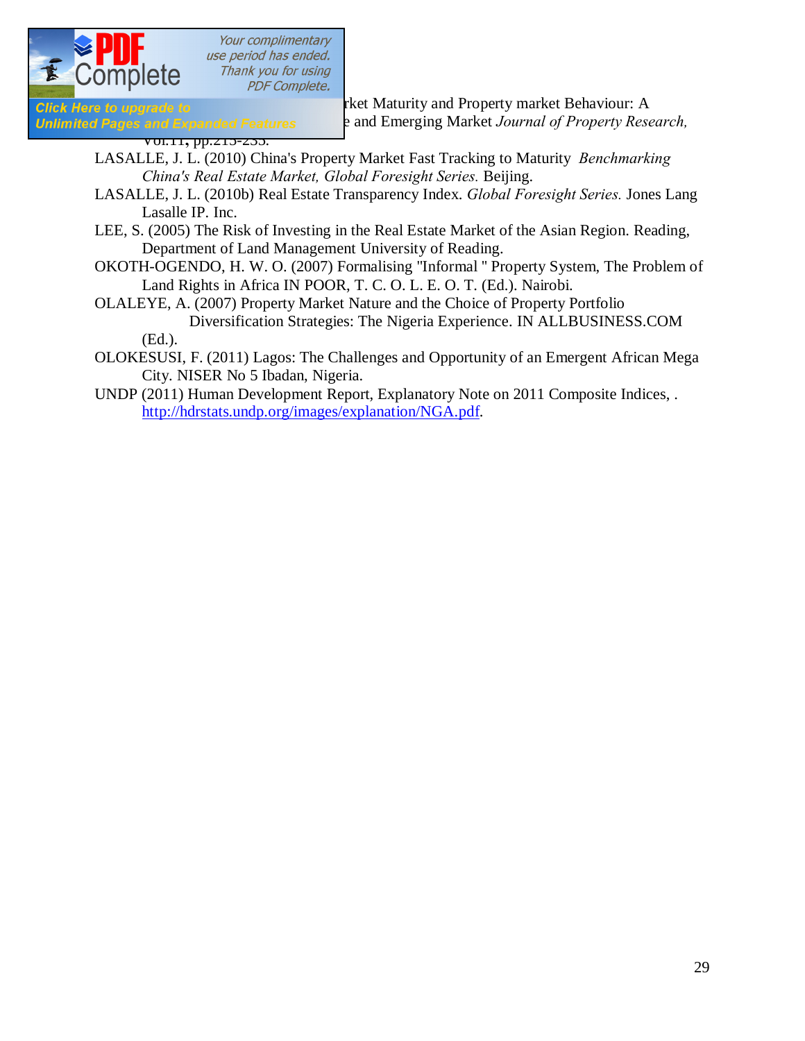rket Maturity and Property market Behaviour: A
e and Emerging Market *Journal of Property Research,* Vol.11, pp.215-235.

LASALLE, J. L. (2010) China's Property Market Fast Tracking to Maturity *Benchmarking China's Real Estate Market, Global Foresight Series.* Beijing.

LASALLE, J. L. (2010b) Real Estate Transparency Index. *Global Foresight Series.* Jones Lang Lasalle IP. Inc.

LEE, S. (2005) The Risk of Investing in the Real Estate Market of the Asian Region. Reading, Department of Land Management University of Reading.

OKOTH-OGENDO, H. W. O. (2007) Formalising "Informal " Property System, The Problem of Land Rights in Africa IN POOR, T. C. O. L. E. O. T. (Ed.). Nairobi.

OLALEYE, A. (2007) Property Market Nature and the Choice of Property Portfolio Diversification Strategies: The Nigeria Experience. IN ALLBUSINESS.COM (Ed.).

OLOKESUSI, F. (2011) Lagos: The Challenges and Opportunity of an Emergent African Mega City. NISER No 5 Ibadan, Nigeria.

UNDP (2011) Human Development Report, Explanatory Note on 2011 Composite Indices, . http://hdrstats.undp.org/images/explanation/NGA.pdf.